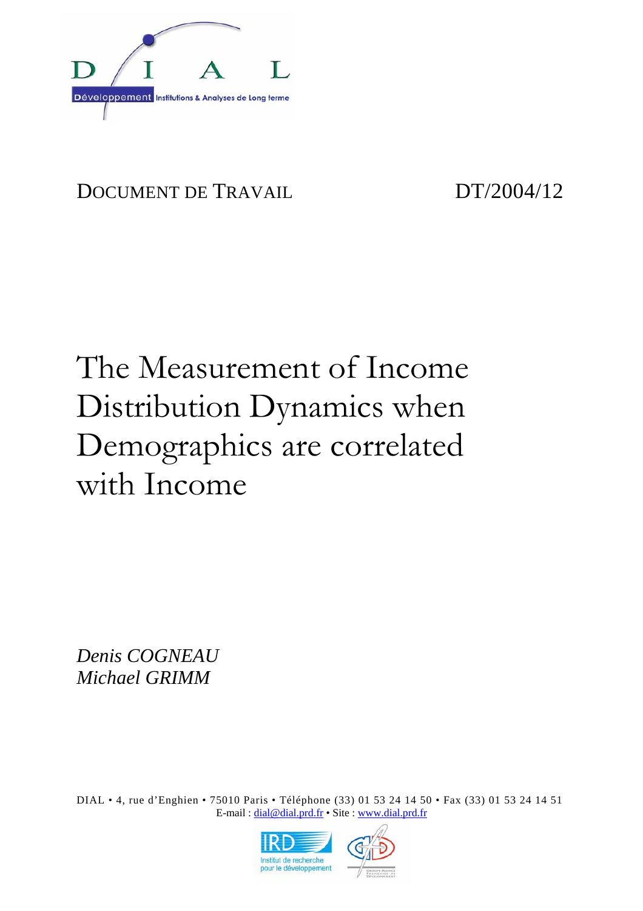DIAL

Développement Institutions & Analyses de Long terme

DOCUMENT DE TRAVAIL DT/2004/12

# The Measurement of Income Distribution Dynamics when Demographics are correlated with Income

*Denis COGNEAU*
*Michael GRIMM*

DIAL • 4, rue d'Enghien • 75010 Paris • Téléphone (33) 01 53 24 14 50 • Fax (33) 01 53 24 14 51
E-mail : dial@dial.prd.fr • Site : www.dial.prd.fr

IRD Institut de recherche pour le développement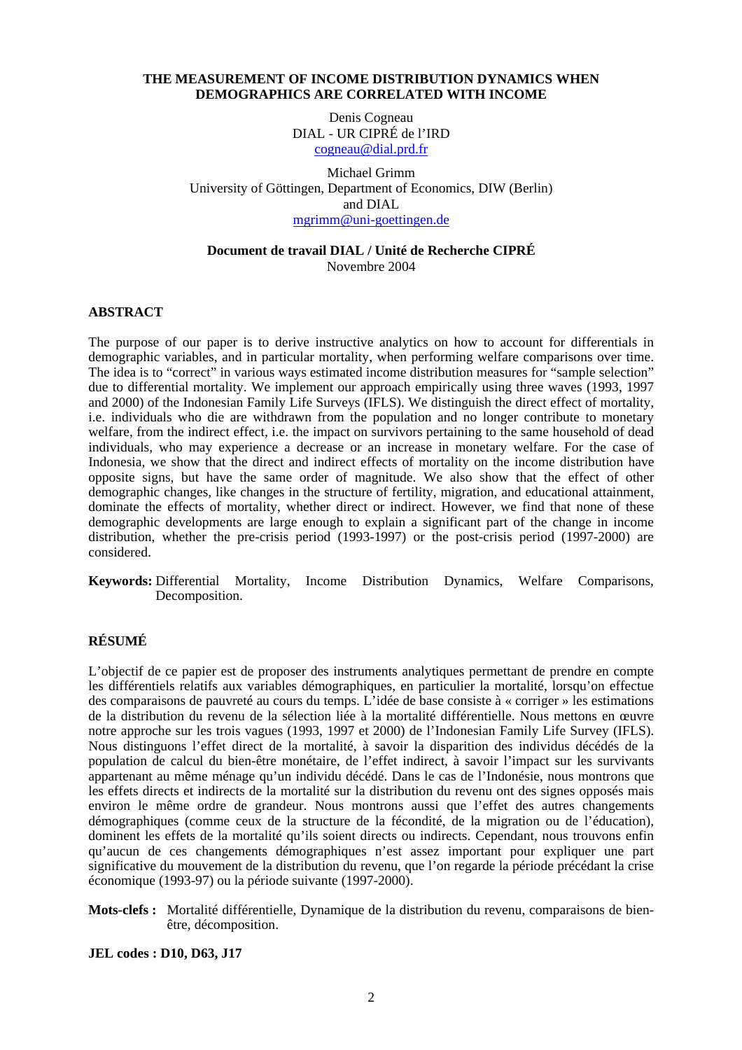# THE MEASUREMENT OF INCOME DISTRIBUTION DYNAMICS WHEN DEMOGRAPHICS ARE CORRELATED WITH INCOME

Denis Cogneau
DIAL - UR CIPRÉ de l'IRD
cogneau@dial.prd.fr

Michael Grimm
University of Göttingen, Department of Economics, DIW (Berlin) and DIAL
mgrimm@uni-goettingen.de

**Document de travail DIAL / Unité de Recherche CIPRÉ**
Novembre 2004

## ABSTRACT

The purpose of our paper is to derive instructive analytics on how to account for differentials in demographic variables, and in particular mortality, when performing welfare comparisons over time. The idea is to "correct" in various ways estimated income distribution measures for "sample selection" due to differential mortality. We implement our approach empirically using three waves (1993, 1997 and 2000) of the Indonesian Family Life Surveys (IFLS). We distinguish the direct effect of mortality, i.e. individuals who die are withdrawn from the population and no longer contribute to monetary welfare, from the indirect effect, i.e. the impact on survivors pertaining to the same household of dead individuals, who may experience a decrease or an increase in monetary welfare. For the case of Indonesia, we show that the direct and indirect effects of mortality on the income distribution have opposite signs, but have the same order of magnitude. We also show that the effect of other demographic changes, like changes in the structure of fertility, migration, and educational attainment, dominate the effects of mortality, whether direct or indirect. However, we find that none of these demographic developments are large enough to explain a significant part of the change in income distribution, whether the pre-crisis period (1993-1997) or the post-crisis period (1997-2000) are considered.

**Keywords:** Differential Mortality, Income Distribution Dynamics, Welfare Comparisons, Decomposition.

## RÉSUMÉ

L'objectif de ce papier est de proposer des instruments analytiques permettant de prendre en compte les différentiels relatifs aux variables démographiques, en particulier la mortalité, lorsqu'on effectue des comparaisons de pauvreté au cours du temps. L'idée de base consiste à « corriger » les estimations de la distribution du revenu de la sélection liée à la mortalité différentielle. Nous mettons en œuvre notre approche sur les trois vagues (1993, 1997 et 2000) de l'Indonesian Family Life Survey (IFLS). Nous distinguons l'effet direct de la mortalité, à savoir la disparition des individus décédés de la population de calcul du bien-être monétaire, de l'effet indirect, à savoir l'impact sur les survivants appartenant au même ménage qu'un individu décédé. Dans le cas de l'Indonésie, nous montrons que les effets directs et indirects de la mortalité sur la distribution du revenu ont des signes opposés mais environ le même ordre de grandeur. Nous montrons aussi que l'effet des autres changements démographiques (comme ceux de la structure de la fécondité, de la migration ou de l'éducation), dominent les effets de la mortalité qu'ils soient directs ou indirects. Cependant, nous trouvons enfin qu'aucun de ces changements démographiques n'est assez important pour expliquer une part significative du mouvement de la distribution du revenu, que l'on regarde la période précédant la crise économique (1993-97) ou la période suivante (1997-2000).

**Mots-clefs :** Mortalité différentielle, Dynamique de la distribution du revenu, comparaisons de bien-être, décomposition.

**JEL codes : D10, D63, J17**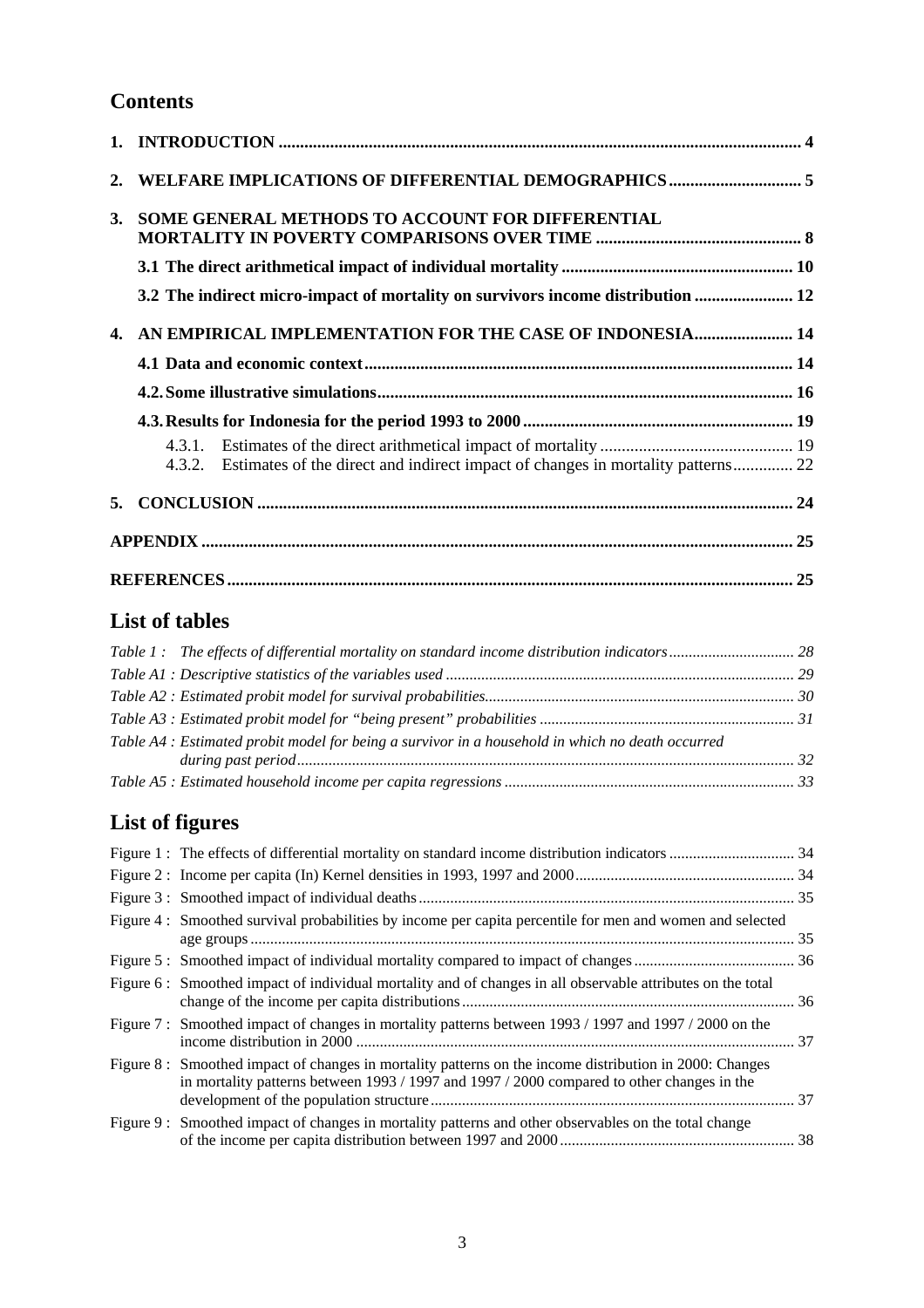## Contents

**1. INTRODUCTION .......................................................................................................................... 4**

**2. WELFARE IMPLICATIONS OF DIFFERENTIAL DEMOGRAPHICS ............................... 5**

**3. SOME GENERAL METHODS TO ACCOUNT FOR DIFFERENTIAL MORTALITY IN POVERTY COMPARISONS OVER TIME ................................................ 8**

**3.1 The direct arithmetical impact of individual mortality ...................................................... 10**

**3.2 The indirect micro-impact of mortality on survivors income distribution ....................... 12**

**4. AN EMPIRICAL IMPLEMENTATION FOR THE CASE OF INDONESIA....................... 14**

**4.1 Data and economic context.................................................................................................... 14**

**4.2. Some illustrative simulations................................................................................................. 16**

**4.3. Results for Indonesia for the period 1993 to 2000 ............................................................... 19**

4.3.1. Estimates of the direct arithmetical impact of mortality ............................................. 19

4.3.2. Estimates of the direct and indirect impact of changes in mortality patterns.............. 22

**5. CONCLUSION ............................................................................................................................. 24**

**APPENDIX .......................................................................................................................................... 25**

**REFERENCES .................................................................................................................................... 25**

## List of tables

*Table 1 : The effects of differential mortality on standard income distribution indicators ................................ 28*

*Table A1 : Descriptive statistics of the variables used ......................................................................................... 29*

*Table A2 : Estimated probit model for survival probabilities.............................................................................. 30*

*Table A3 : Estimated probit model for "being present" probabilities ................................................................. 31*

*Table A4 : Estimated probit model for being a survivor in a household in which no death occurred during past period............................................................................................................................................. 32*

*Table A5 : Estimated household income per capita regressions .......................................................................... 33*

## List of figures

Figure 1 : The effects of differential mortality on standard income distribution indicators ................................ 34

Figure 2 : Income per capita (ln) Kernel densities in 1993, 1997 and 2000........................................................ 34

Figure 3 : Smoothed impact of individual deaths ................................................................................................ 35

Figure 4 : Smoothed survival probabilities by income per capita percentile for men and women and selected age groups ........................................................................................................................................... 35

Figure 5 : Smoothed impact of individual mortality compared to impact of changes ......................................... 36

Figure 6 : Smoothed impact of individual mortality and of changes in all observable attributes on the total change of the income per capita distributions ..................................................................................... 36

Figure 7 : Smoothed impact of changes in mortality patterns between 1993 / 1997 and 1997 / 2000 on the income distribution in 2000 ............................................................................................................... 37

Figure 8 : Smoothed impact of changes in mortality patterns on the income distribution in 2000: Changes in mortality patterns between 1993 / 1997 and 1997 / 2000 compared to other changes in the development of the population structure ............................................................................................ 37

Figure 9 : Smoothed impact of changes in mortality patterns and other observables on the total change of the income per capita distribution between 1997 and 2000 ............................................................ 38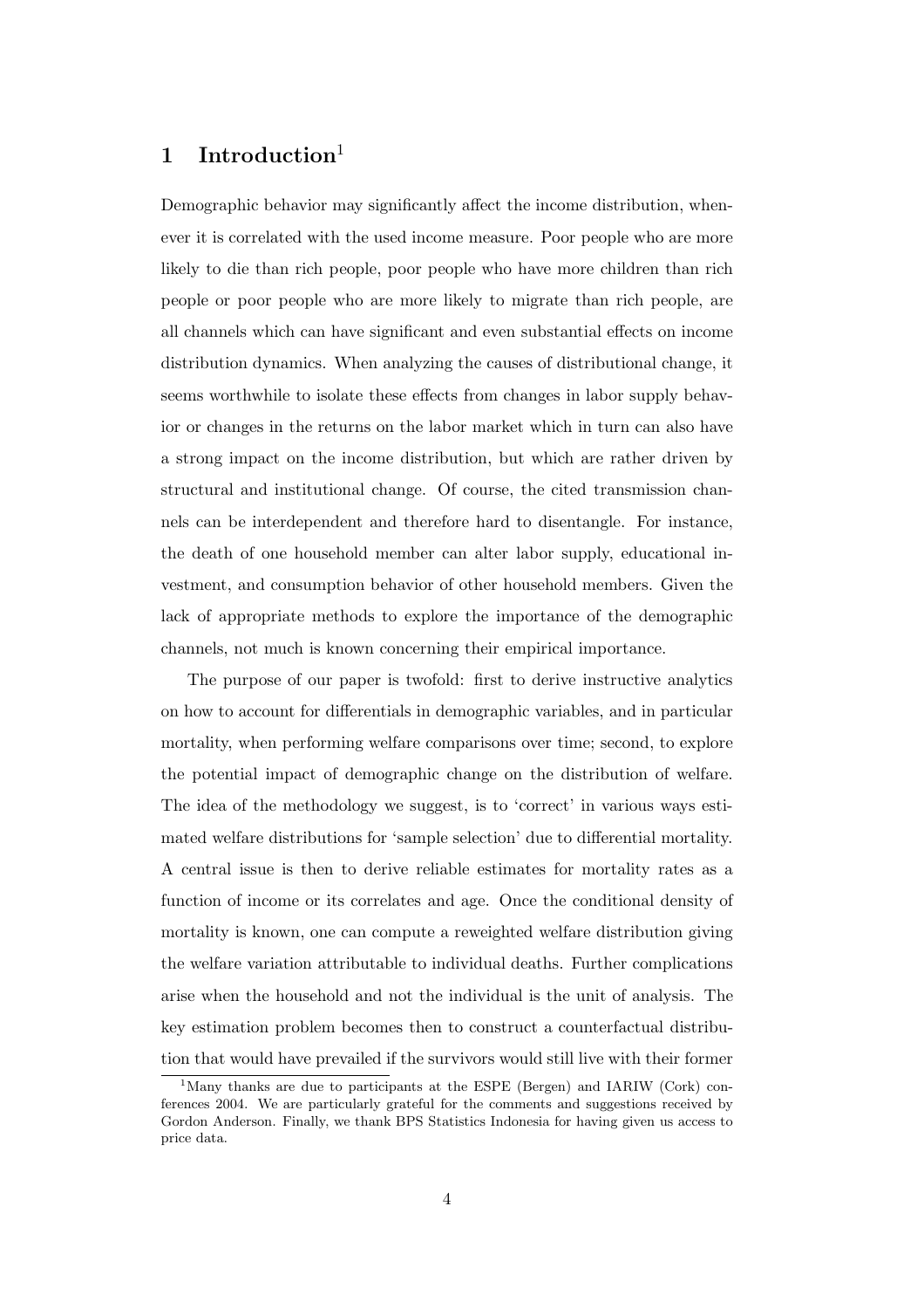# 1 Introduction[1]

Demographic behavior may significantly affect the income distribution, whenever it is correlated with the used income measure. Poor people who are more likely to die than rich people, poor people who have more children than rich people or poor people who are more likely to migrate than rich people, are all channels which can have significant and even substantial effects on income distribution dynamics. When analyzing the causes of distributional change, it seems worthwhile to isolate these effects from changes in labor supply behavior or changes in the returns on the labor market which in turn can also have a strong impact on the income distribution, but which are rather driven by structural and institutional change. Of course, the cited transmission channels can be interdependent and therefore hard to disentangle. For instance, the death of one household member can alter labor supply, educational investment, and consumption behavior of other household members. Given the lack of appropriate methods to explore the importance of the demographic channels, not much is known concerning their empirical importance.

The purpose of our paper is twofold: first to derive instructive analytics on how to account for differentials in demographic variables, and in particular mortality, when performing welfare comparisons over time; second, to explore the potential impact of demographic change on the distribution of welfare. The idea of the methodology we suggest, is to 'correct' in various ways estimated welfare distributions for 'sample selection' due to differential mortality. A central issue is then to derive reliable estimates for mortality rates as a function of income or its correlates and age. Once the conditional density of mortality is known, one can compute a reweighted welfare distribution giving the welfare variation attributable to individual deaths. Further complications arise when the household and not the individual is the unit of analysis. The key estimation problem becomes then to construct a counterfactual distribution that would have prevailed if the survivors would still live with their former

[1] Many thanks are due to participants at the ESPE (Bergen) and IARIW (Cork) conferences 2004. We are particularly grateful for the comments and suggestions received by Gordon Anderson. Finally, we thank BPS Statistics Indonesia for having given us access to price data.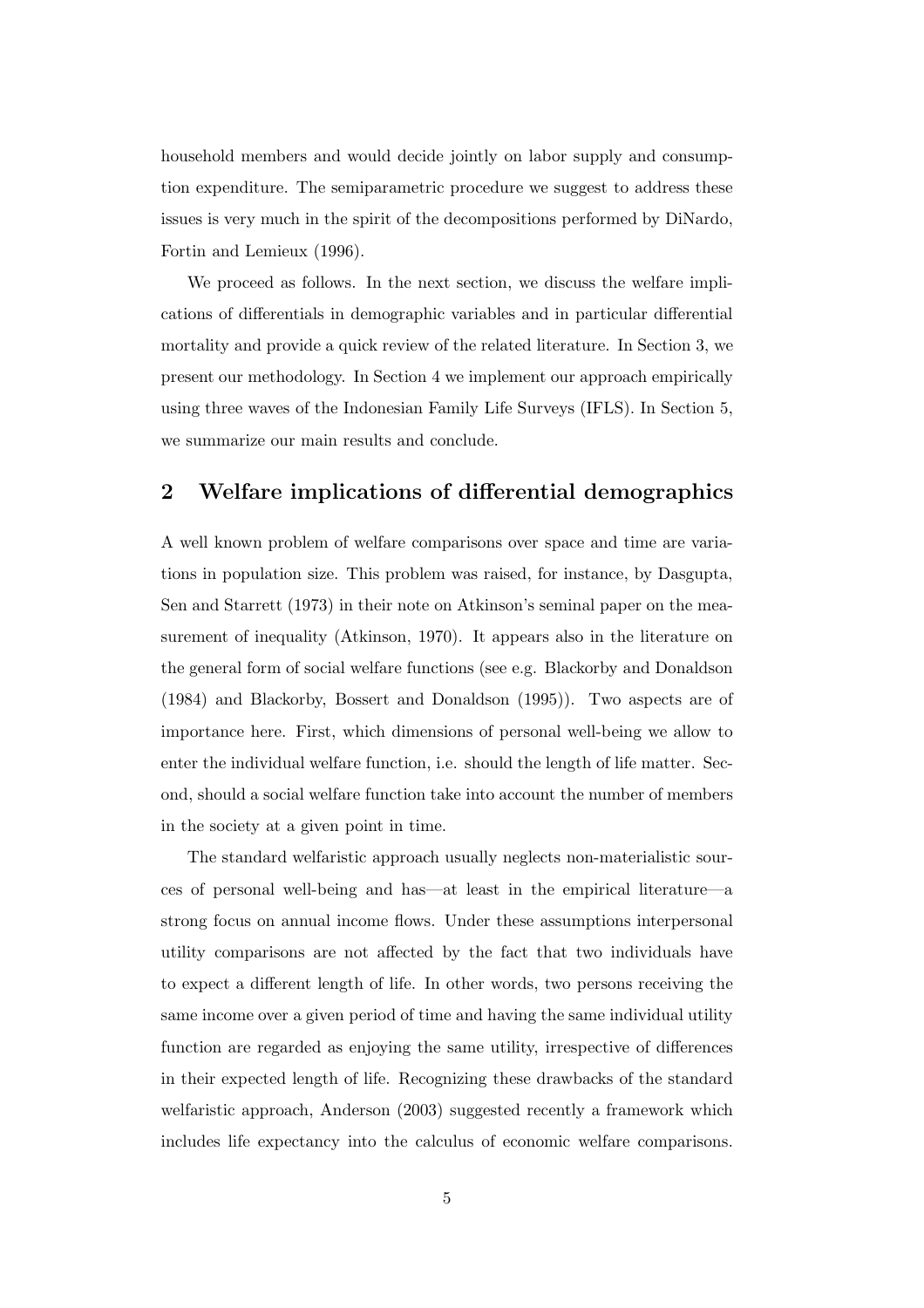household members and would decide jointly on labor supply and consumption expenditure. The semiparametric procedure we suggest to address these issues is very much in the spirit of the decompositions performed by DiNardo, Fortin and Lemieux (1996).

We proceed as follows. In the next section, we discuss the welfare implications of differentials in demographic variables and in particular differential mortality and provide a quick review of the related literature. In Section 3, we present our methodology. In Section 4 we implement our approach empirically using three waves of the Indonesian Family Life Surveys (IFLS). In Section 5, we summarize our main results and conclude.

## 2 Welfare implications of differential demographics

A well known problem of welfare comparisons over space and time are variations in population size. This problem was raised, for instance, by Dasgupta, Sen and Starrett (1973) in their note on Atkinson's seminal paper on the measurement of inequality (Atkinson, 1970). It appears also in the literature on the general form of social welfare functions (see e.g. Blackorby and Donaldson (1984) and Blackorby, Bossert and Donaldson (1995)). Two aspects are of importance here. First, which dimensions of personal well-being we allow to enter the individual welfare function, i.e. should the length of life matter. Second, should a social welfare function take into account the number of members in the society at a given point in time.

The standard welfaristic approach usually neglects non-materialistic sources of personal well-being and has—at least in the empirical literature—a strong focus on annual income flows. Under these assumptions interpersonal utility comparisons are not affected by the fact that two individuals have to expect a different length of life. In other words, two persons receiving the same income over a given period of time and having the same individual utility function are regarded as enjoying the same utility, irrespective of differences in their expected length of life. Recognizing these drawbacks of the standard welfaristic approach, Anderson (2003) suggested recently a framework which includes life expectancy into the calculus of economic welfare comparisons.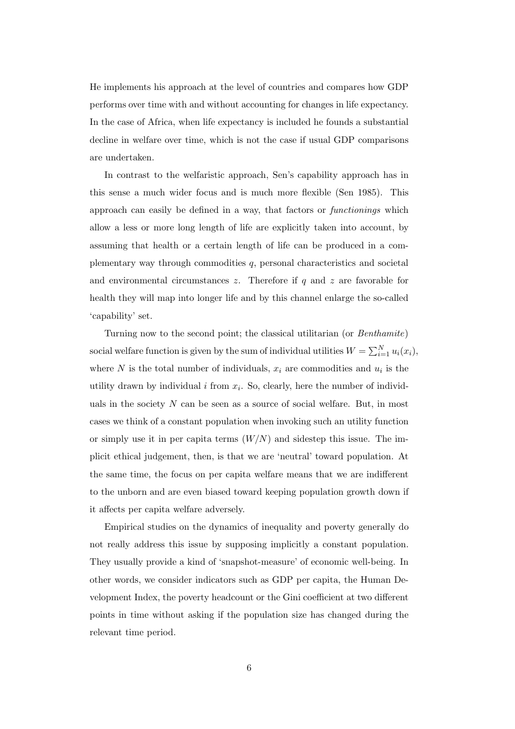He implements his approach at the level of countries and compares how GDP performs over time with and without accounting for changes in life expectancy. In the case of Africa, when life expectancy is included he founds a substantial decline in welfare over time, which is not the case if usual GDP comparisons are undertaken.

In contrast to the welfaristic approach, Sen's capability approach has in this sense a much wider focus and is much more flexible (Sen 1985). This approach can easily be defined in a way, that factors or *functionings* which allow a less or more long length of life are explicitly taken into account, by assuming that health or a certain length of life can be produced in a complementary way through commodities $q$, personal characteristics and societal and environmental circumstances $z$. Therefore if $q$ and $z$ are favorable for health they will map into longer life and by this channel enlarge the so-called 'capability' set.

Turning now to the second point; the classical utilitarian (or *Benthamite*) social welfare function is given by the sum of individual utilities $W = \sum_{i=1}^{N} u_i(x_i)$, where $N$ is the total number of individuals, $x_i$ are commodities and $u_i$ is the utility drawn by individual $i$ from $x_i$. So, clearly, here the number of individuals in the society $N$ can be seen as a source of social welfare. But, in most cases we think of a constant population when invoking such an utility function or simply use it in per capita terms ($W/N$) and sidestep this issue. The implicit ethical judgement, then, is that we are 'neutral' toward population. At the same time, the focus on per capita welfare means that we are indifferent to the unborn and are even biased toward keeping population growth down if it affects per capita welfare adversely.

Empirical studies on the dynamics of inequality and poverty generally do not really address this issue by supposing implicitly a constant population. They usually provide a kind of 'snapshot-measure' of economic well-being. In other words, we consider indicators such as GDP per capita, the Human Development Index, the poverty headcount or the Gini coefficient at two different points in time without asking if the population size has changed during the relevant time period.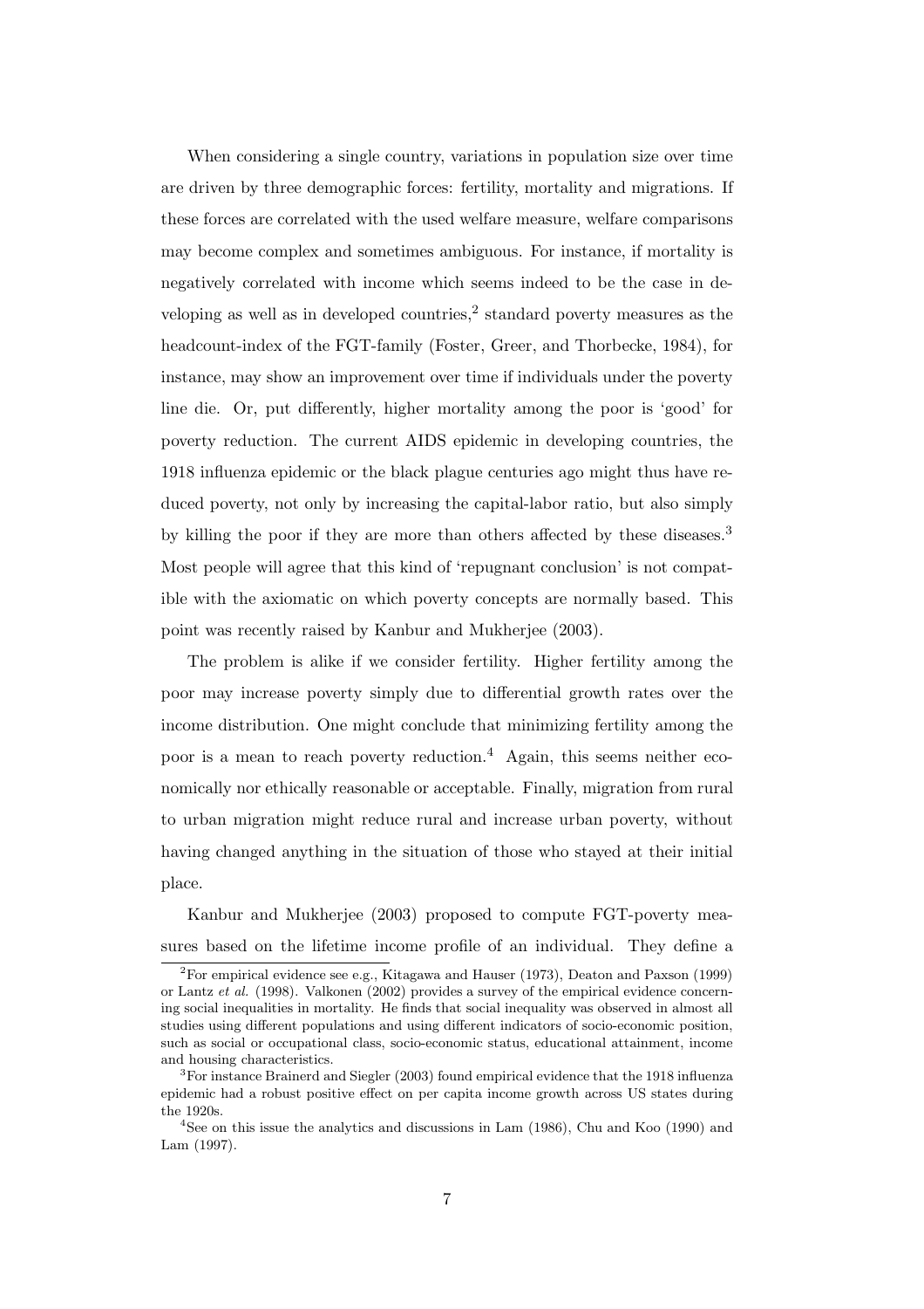When considering a single country, variations in population size over time are driven by three demographic forces: fertility, mortality and migrations. If these forces are correlated with the used welfare measure, welfare comparisons may become complex and sometimes ambiguous. For instance, if mortality is negatively correlated with income which seems indeed to be the case in developing as well as in developed countries,[2] standard poverty measures as the headcount-index of the FGT-family (Foster, Greer, and Thorbecke, 1984), for instance, may show an improvement over time if individuals under the poverty line die. Or, put differently, higher mortality among the poor is 'good' for poverty reduction. The current AIDS epidemic in developing countries, the 1918 influenza epidemic or the black plague centuries ago might thus have reduced poverty, not only by increasing the capital-labor ratio, but also simply by killing the poor if they are more than others affected by these diseases.[3] Most people will agree that this kind of 'repugnant conclusion' is not compatible with the axiomatic on which poverty concepts are normally based. This point was recently raised by Kanbur and Mukherjee (2003).

The problem is alike if we consider fertility. Higher fertility among the poor may increase poverty simply due to differential growth rates over the income distribution. One might conclude that minimizing fertility among the poor is a mean to reach poverty reduction.[4] Again, this seems neither economically nor ethically reasonable or acceptable. Finally, migration from rural to urban migration might reduce rural and increase urban poverty, without having changed anything in the situation of those who stayed at their initial place.

Kanbur and Mukherjee (2003) proposed to compute FGT-poverty measures based on the lifetime income profile of an individual. They define a

[2] For empirical evidence see e.g., Kitagawa and Hauser (1973), Deaton and Paxson (1999) or Lantz *et al.* (1998). Valkonen (2002) provides a survey of the empirical evidence concerning social inequalities in mortality. He finds that social inequality was observed in almost all studies using different populations and using different indicators of socio-economic position, such as social or occupational class, socio-economic status, educational attainment, income and housing characteristics.

[3] For instance Brainerd and Siegler (2003) found empirical evidence that the 1918 influenza epidemic had a robust positive effect on per capita income growth across US states during the 1920s.

[4] See on this issue the analytics and discussions in Lam (1986), Chu and Koo (1990) and Lam (1997).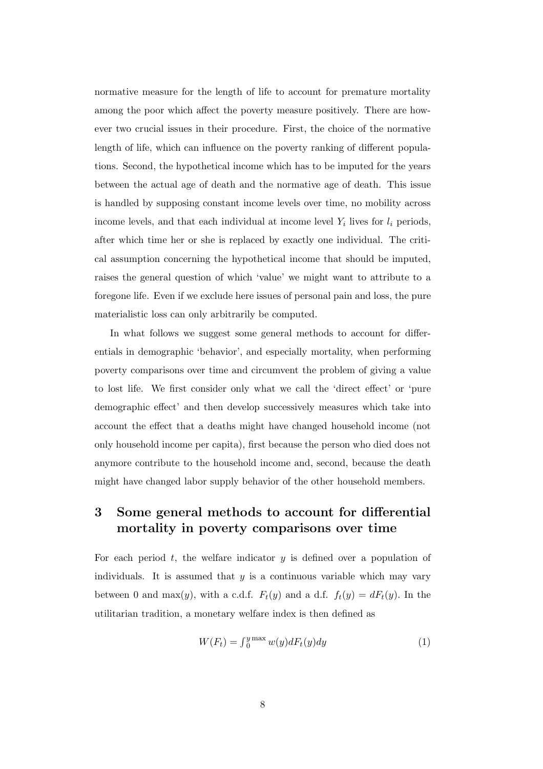normative measure for the length of life to account for premature mortality among the poor which affect the poverty measure positively. There are however two crucial issues in their procedure. First, the choice of the normative length of life, which can influence on the poverty ranking of different populations. Second, the hypothetical income which has to be imputed for the years between the actual age of death and the normative age of death. This issue is handled by supposing constant income levels over time, no mobility across income levels, and that each individual at income level $Y_i$ lives for $l_i$ periods, after which time her or she is replaced by exactly one individual. The critical assumption concerning the hypothetical income that should be imputed, raises the general question of which 'value' we might want to attribute to a foregone life. Even if we exclude here issues of personal pain and loss, the pure materialistic loss can only arbitrarily be computed.

In what follows we suggest some general methods to account for differentials in demographic 'behavior', and especially mortality, when performing poverty comparisons over time and circumvent the problem of giving a value to lost life. We first consider only what we call the 'direct effect' or 'pure demographic effect' and then develop successively measures which take into account the effect that a deaths might have changed household income (not only household income per capita), first because the person who died does not anymore contribute to the household income and, second, because the death might have changed labor supply behavior of the other household members.

# 3 Some general methods to account for differential mortality in poverty comparisons over time

For each period $t$, the welfare indicator $y$ is defined over a population of individuals. It is assumed that $y$ is a continuous variable which may vary between 0 and $\max(y)$, with a c.d.f. $F_t(y)$ and a d.f. $f_t(y) = dF_t(y)$. In the utilitarian tradition, a monetary welfare index is then defined as

$$W(F_t) = \int_0^{y\max} w(y) dF_t(y) dy \tag{1}$$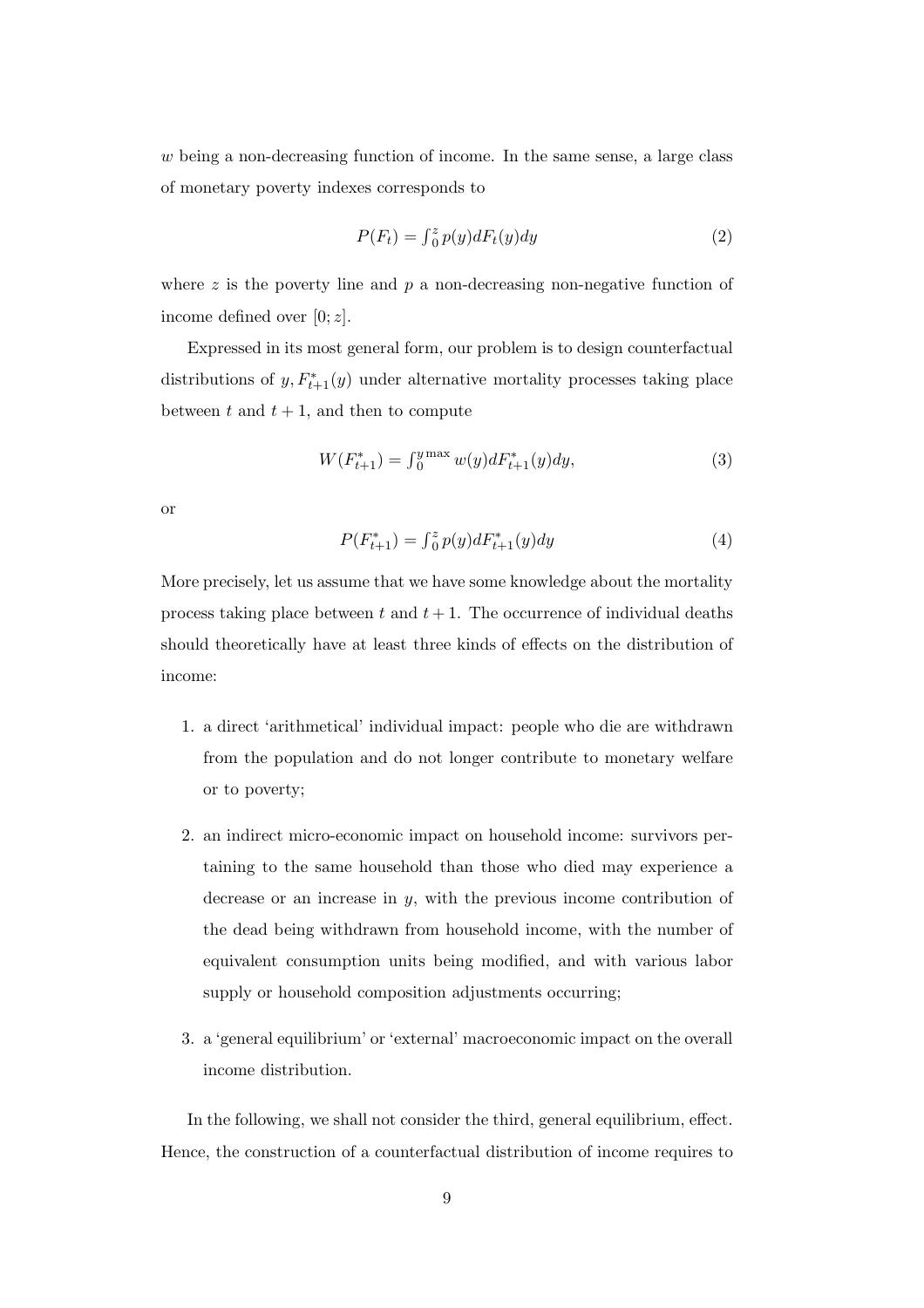$w$ being a non-decreasing function of income. In the same sense, a large class of monetary poverty indexes corresponds to

$$P(F_t) = \int_0^z p(y) dF_t(y) dy \tag{2}$$

where $z$ is the poverty line and $p$ a non-decreasing non-negative function of income defined over $[0; z]$.

Expressed in its most general form, our problem is to design counterfactual distributions of $y, F^*_{t+1}(y)$ under alternative mortality processes taking place between $t$ and $t+1$, and then to compute

$$W(F^*_{t+1}) = \int_0^{y\max} w(y) dF^*_{t+1}(y) dy, \tag{3}$$

or

$$P(F^*_{t+1}) = \int_0^z p(y) dF^*_{t+1}(y) dy \tag{4}$$

More precisely, let us assume that we have some knowledge about the mortality process taking place between $t$ and $t+1$. The occurrence of individual deaths should theoretically have at least three kinds of effects on the distribution of income:

1. a direct 'arithmetical' individual impact: people who die are withdrawn from the population and do not longer contribute to monetary welfare or to poverty;
2. an indirect micro-economic impact on household income: survivors pertaining to the same household than those who died may experience a decrease or an increase in $y$, with the previous income contribution of the dead being withdrawn from household income, with the number of equivalent consumption units being modified, and with various labor supply or household composition adjustments occurring;
3. a 'general equilibrium' or 'external' macroeconomic impact on the overall income distribution.

In the following, we shall not consider the third, general equilibrium, effect. Hence, the construction of a counterfactual distribution of income requires to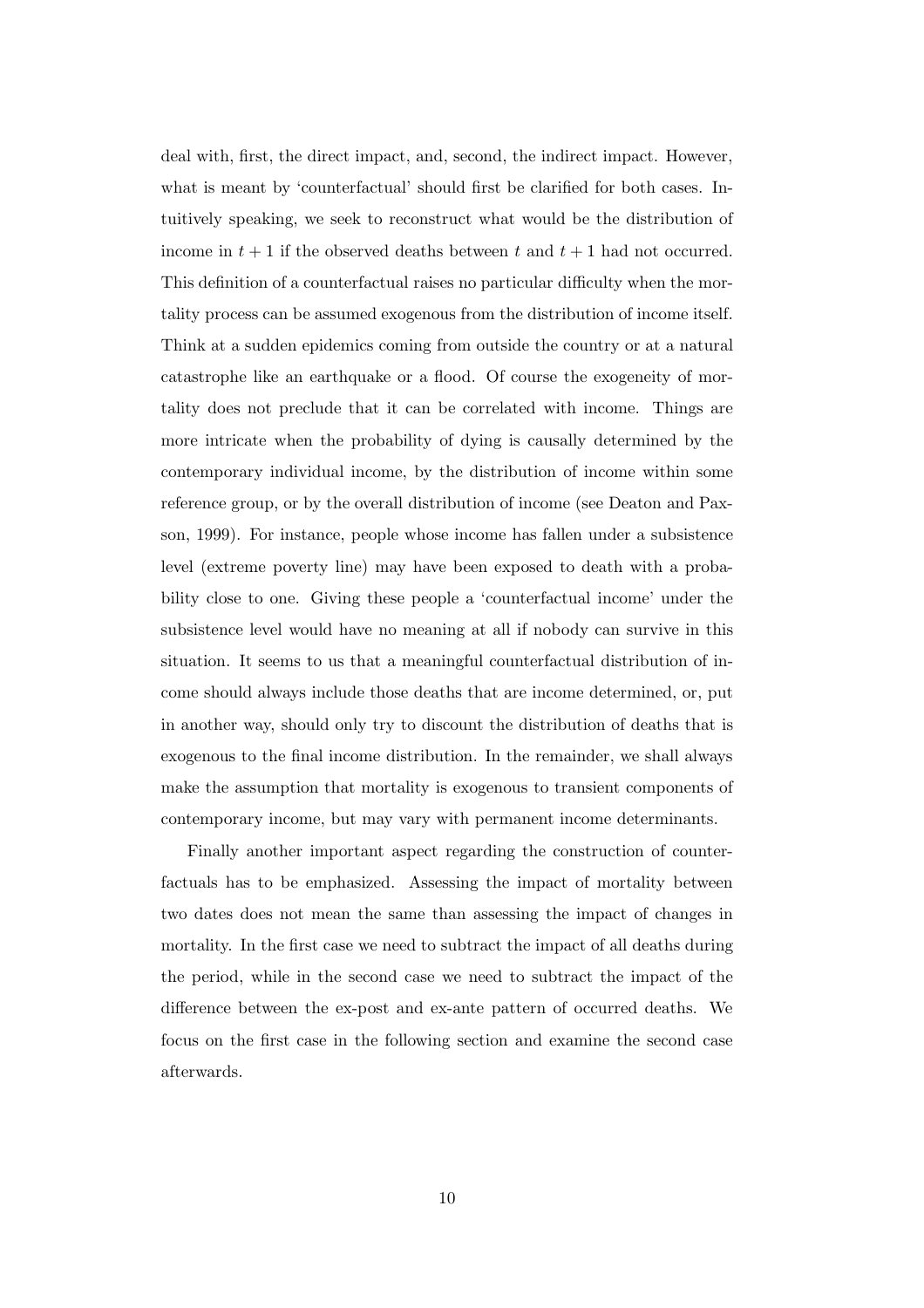deal with, first, the direct impact, and, second, the indirect impact. However, what is meant by 'counterfactual' should first be clarified for both cases. Intuitively speaking, we seek to reconstruct what would be the distribution of income in $t+1$ if the observed deaths between $t$ and $t+1$ had not occurred. This definition of a counterfactual raises no particular difficulty when the mortality process can be assumed exogenous from the distribution of income itself. Think at a sudden epidemics coming from outside the country or at a natural catastrophe like an earthquake or a flood. Of course the exogeneity of mortality does not preclude that it can be correlated with income. Things are more intricate when the probability of dying is causally determined by the contemporary individual income, by the distribution of income within some reference group, or by the overall distribution of income (see Deaton and Paxson, 1999). For instance, people whose income has fallen under a subsistence level (extreme poverty line) may have been exposed to death with a probability close to one. Giving these people a 'counterfactual income' under the subsistence level would have no meaning at all if nobody can survive in this situation. It seems to us that a meaningful counterfactual distribution of income should always include those deaths that are income determined, or, put in another way, should only try to discount the distribution of deaths that is exogenous to the final income distribution. In the remainder, we shall always make the assumption that mortality is exogenous to transient components of contemporary income, but may vary with permanent income determinants.

Finally another important aspect regarding the construction of counterfactuals has to be emphasized. Assessing the impact of mortality between two dates does not mean the same than assessing the impact of changes in mortality. In the first case we need to subtract the impact of all deaths during the period, while in the second case we need to subtract the impact of the difference between the ex-post and ex-ante pattern of occurred deaths. We focus on the first case in the following section and examine the second case afterwards.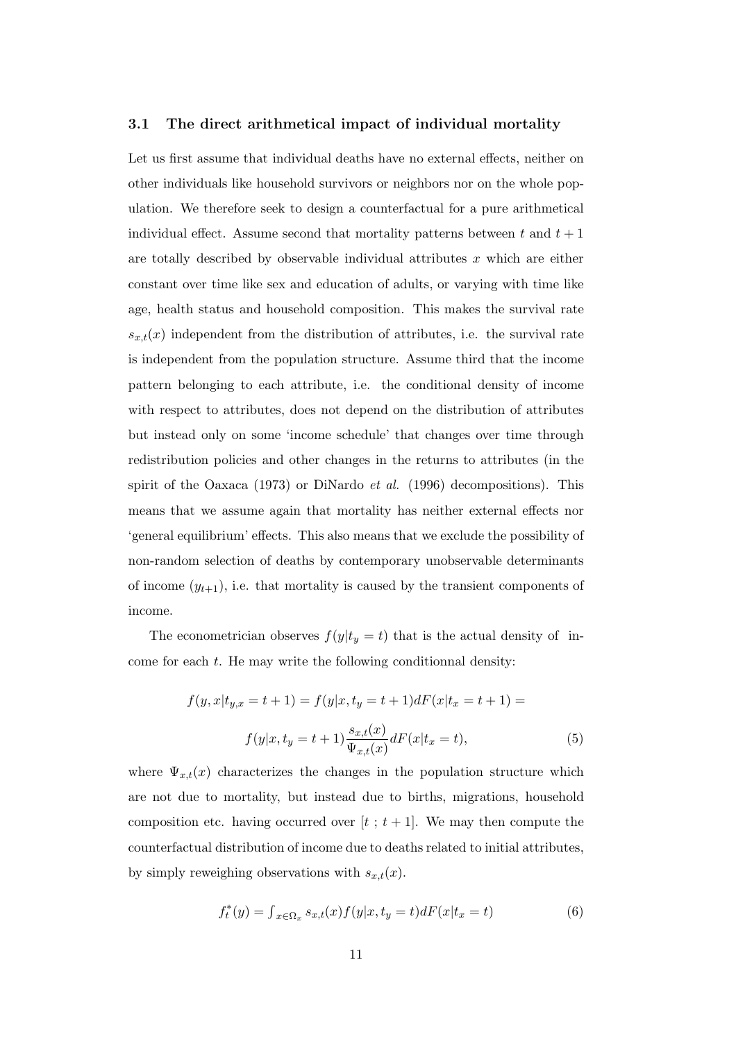### 3.1 The direct arithmetical impact of individual mortality

Let us first assume that individual deaths have no external effects, neither on other individuals like household survivors or neighbors nor on the whole population. We therefore seek to design a counterfactual for a pure arithmetical individual effect. Assume second that mortality patterns between $t$ and $t+1$ are totally described by observable individual attributes $x$ which are either constant over time like sex and education of adults, or varying with time like age, health status and household composition. This makes the survival rate $s_{x,t}(x)$ independent from the distribution of attributes, i.e. the survival rate is independent from the population structure. Assume third that the income pattern belonging to each attribute, i.e. the conditional density of income with respect to attributes, does not depend on the distribution of attributes but instead only on some 'income schedule' that changes over time through redistribution policies and other changes in the returns to attributes (in the spirit of the Oaxaca (1973) or DiNardo *et al.* (1996) decompositions). This means that we assume again that mortality has neither external effects nor 'general equilibrium' effects. This also means that we exclude the possibility of non-random selection of deaths by contemporary unobservable determinants of income ($y_{t+1}$), i.e. that mortality is caused by the transient components of income.

The econometrician observes $f(y|t_y = t)$ that is the actual density of income for each $t$. He may write the following conditionnal density:

$$f(y, x|t_{y,x} = t+1) = f(y|x, t_y = t+1)dF(x|t_x = t+1) =$$

$$f(y|x, t_y = t+1)\frac{s_{x,t}(x)}{\Psi_{x,t}(x)}dF(x|t_x = t), \tag{5}$$

where $\Psi_{x,t}(x)$ characterizes the changes in the population structure which are not due to mortality, but instead due to births, migrations, household composition etc. having occurred over $[t\ ;\ t+1]$. We may then compute the counterfactual distribution of income due to deaths related to initial attributes, by simply reweighing observations with $s_{x,t}(x)$.

$$f_t^*(y) = \int_{x\in\Omega_x} s_{x,t}(x)f(y|x, t_y = t)dF(x|t_x = t) \tag{6}$$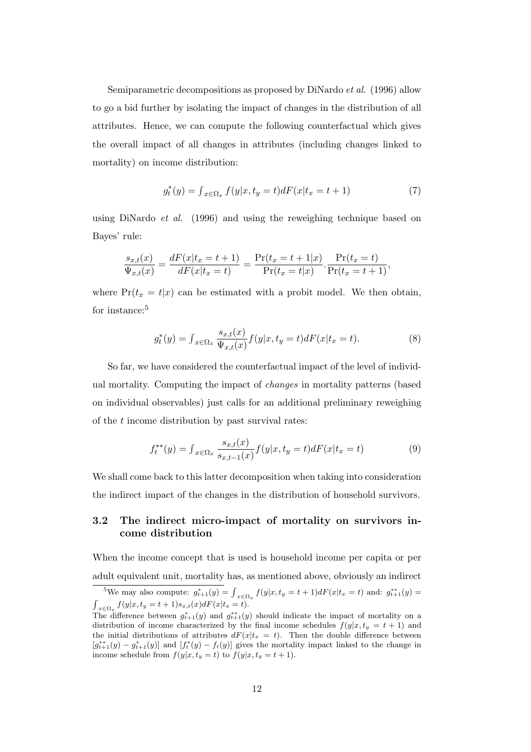Semiparametric decompositions as proposed by DiNardo *et al.* (1996) allow to go a bid further by isolating the impact of changes in the distribution of all attributes. Hence, we can compute the following counterfactual which gives the overall impact of all changes in attributes (including changes linked to mortality) on income distribution:

$$g_t^*(y) = \int_{x \in \Omega_x} f(y|x, t_y = t) dF(x|t_x = t+1) \tag{7}$$

using DiNardo *et al.* (1996) and using the reweighing technique based on Bayes' rule:

$$\frac{s_{x,t}(x)}{\Psi_{x,t}(x)} = \frac{dF(x|t_x = t+1)}{dF(x|t_x = t)} = \frac{\Pr(t_x = t+1|x)}{\Pr(t_x = t|x)} . \frac{\Pr(t_x = t)}{\Pr(t_x = t+1)},$$

where $\Pr(t_x = t|x)$ can be estimated with a probit model. We then obtain, for instance:[5]

$$g_t^*(y) = \int_{x \in \Omega_x} \frac{s_{x,t}(x)}{\Psi_{x,t}(x)} f(y|x, t_y = t) dF(x|t_x = t). \tag{8}$$

So far, we have considered the counterfactual impact of the level of individual mortality. Computing the impact of *changes* in mortality patterns (based on individual observables) just calls for an additional preliminary reweighing of the $t$ income distribution by past survival rates:

$$f_t^{**}(y) = \int_{x \in \Omega_x} \frac{s_{x,t}(x)}{s_{x,t-1}(x)} f(y|x, t_y = t) dF(x|t_x = t) \tag{9}$$

We shall come back to this latter decomposition when taking into consideration the indirect impact of the changes in the distribution of household survivors.

### 3.2 The indirect micro-impact of mortality on survivors income distribution

When the income concept that is used is household income per capita or per adult equivalent unit, mortality has, as mentioned above, obviously an indirect

---

[5] We may also compute: $g_{t+1}^*(y) = \int_{x \in \Omega_x} f(y|x, t_y = t+1) dF(x|t_x = t)$ and: $g_{t+1}^{**}(y) = \int_{x \in \Omega_x} f(y|x, t_y = t+1) s_{x,t}(x) dF(x|t_x = t)$.
The difference between $g_{t+1}^*(y)$ and $g_{t+1}^{**}(y)$ should indicate the impact of mortality on a distribution of income characterized by the final income schedules $f(y|x, t_y = t+1)$ and the initial distributions of attributes $dF(x|t_x = t)$. Then the double difference between $[g_{t+1}^{**}(y) - g_{t+1}^*(y)]$ and $[f_t^*(y) - f_t(y)]$ gives the mortality impact linked to the change in income schedule from $f(y|x, t_y = t)$ to $f(y|x, t_y = t+1)$.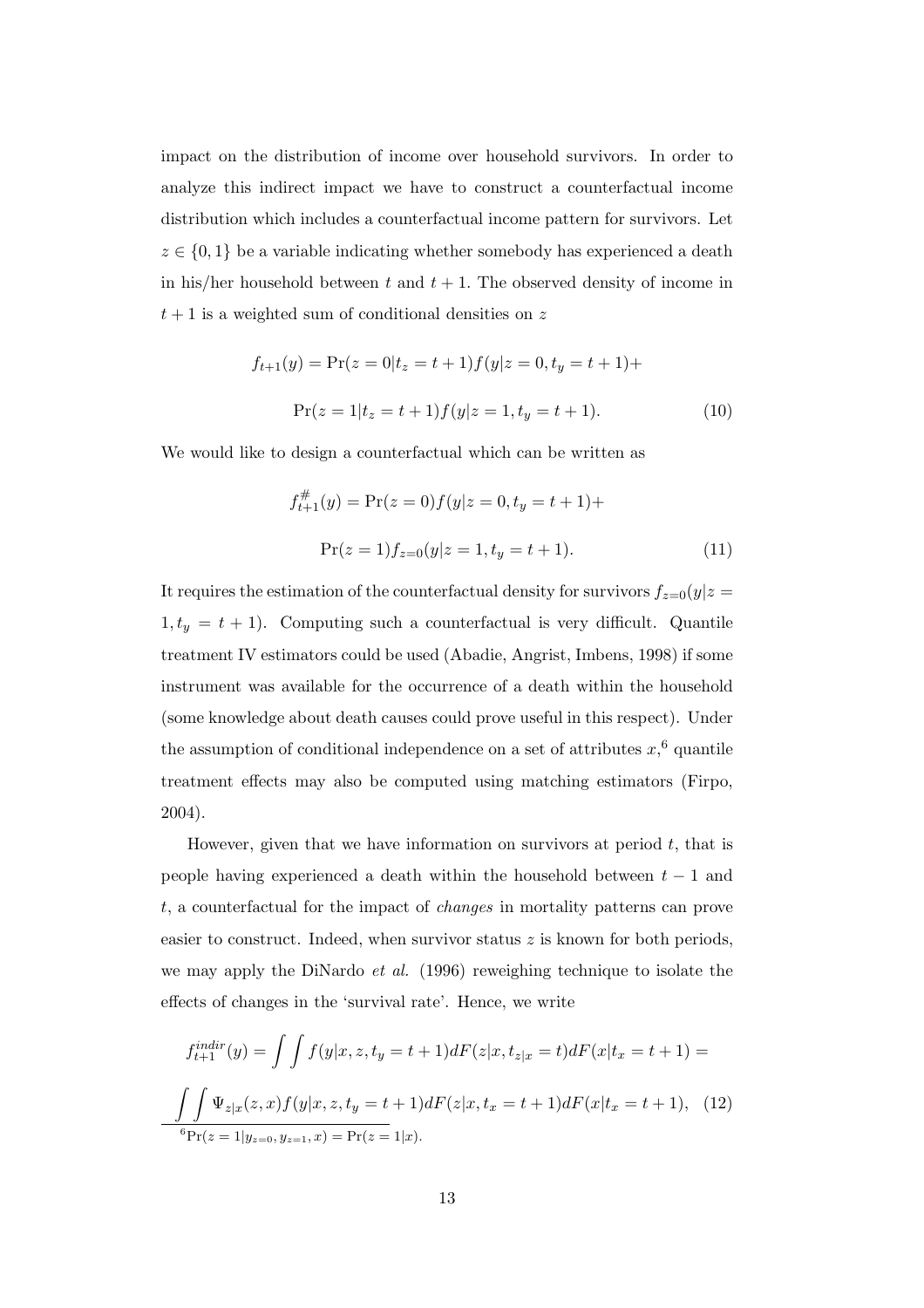impact on the distribution of income over household survivors. In order to analyze this indirect impact we have to construct a counterfactual income distribution which includes a counterfactual income pattern for survivors. Let $z \in \{0,1\}$ be a variable indicating whether somebody has experienced a death in his/her household between $t$ and $t+1$. The observed density of income in $t+1$ is a weighted sum of conditional densities on $z$

$$
\begin{aligned}
f_{t+1}(y) = \Pr(z=0|t_z=t+1) f(y|z=0, t_y=t+1) + \\
\Pr(z=1|t_z=t+1) f(y|z=1, t_y=t+1). \qquad (10)
\end{aligned}
$$

We would like to design a counterfactual which can be written as

$$
\begin{aligned}
f^{\#}_{t+1}(y) = \Pr(z=0) f(y|z=0, t_y=t+1) + \\
\Pr(z=1) f_{z=0}(y|z=1, t_y=t+1). \qquad (11)
\end{aligned}
$$

It requires the estimation of the counterfactual density for survivors $f_{z=0}(y|z=1, t_y=t+1)$. Computing such a counterfactual is very difficult. Quantile treatment IV estimators could be used (Abadie, Angrist, Imbens, 1998) if some instrument was available for the occurrence of a death within the household (some knowledge about death causes could prove useful in this respect). Under the assumption of conditional independence on a set of attributes $x$,[6] quantile treatment effects may also be computed using matching estimators (Firpo, 2004).

However, given that we have information on survivors at period $t$, that is people having experienced a death within the household between $t-1$ and $t$, a counterfactual for the impact of *changes* in mortality patterns can prove easier to construct. Indeed, when survivor status $z$ is known for both periods, we may apply the DiNardo *et al.* (1996) reweighing technique to isolate the effects of changes in the 'survival rate'. Hence, we write

$$
\begin{aligned}
f^{indir}_{t+1}(y) = \int\int f(y|x, z, t_y=t+1) dF(z|x, t_{z|x}=t) dF(x|t_x=t+1) = \\
\int\int \Psi_{z|x}(z,x) f(y|x, z, t_y=t+1) dF(z|x, t_x=t+1) dF(x|t_x=t+1), \quad (12)
\end{aligned}
$$

[6] $\Pr(z=1|y_{z=0}, y_{z=1}, x) = \Pr(z=1|x)$.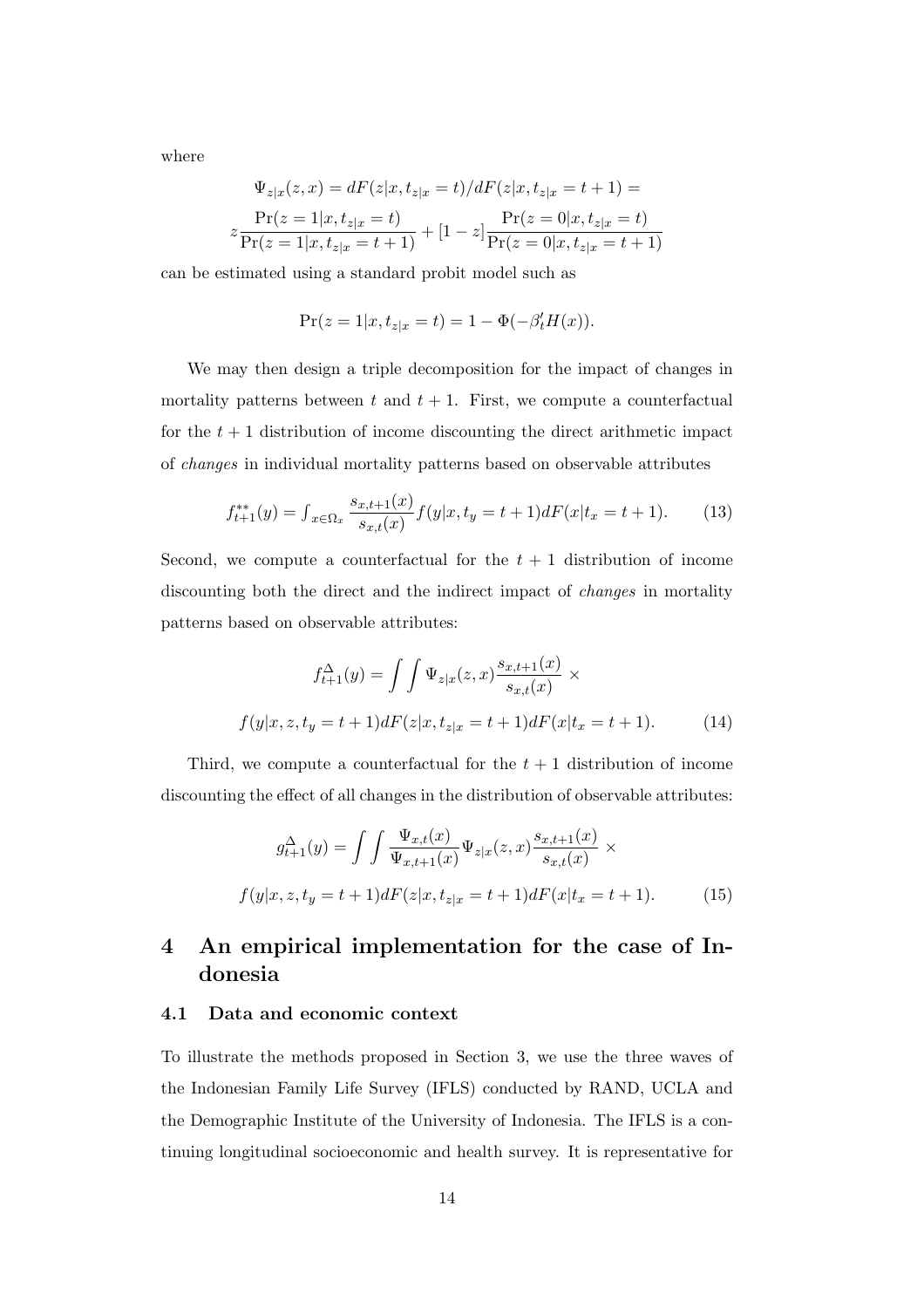where

$$\Psi_{z|x}(z,x) = dF(z|x, t_{z|x} = t)/dF(z|x, t_{z|x} = t+1) =$$

$$z\frac{\Pr(z=1|x, t_{z|x}=t)}{\Pr(z=1|x, t_{z|x}=t+1)} + [1-z]\frac{\Pr(z=0|x, t_{z|x}=t)}{\Pr(z=0|x, t_{z|x}=t+1)}$$

can be estimated using a standard probit model such as

$$\Pr(z=1|x, t_{z|x}=t) = 1 - \Phi(-\beta_t' H(x)).$$

We may then design a triple decomposition for the impact of changes in mortality patterns between $t$ and $t+1$. First, we compute a counterfactual for the $t+1$ distribution of income discounting the direct arithmetic impact of *changes* in individual mortality patterns based on observable attributes

$$f_{t+1}^{**}(y) = \int_{x \in \Omega_x} \frac{s_{x,t+1}(x)}{s_{x,t}(x)} f(y|x, t_y = t+1) dF(x|t_x = t+1). \tag{13}$$

Second, we compute a counterfactual for the $t+1$ distribution of income discounting both the direct and the indirect impact of *changes* in mortality patterns based on observable attributes:

$$f_{t+1}^{\Delta}(y) = \int\int \Psi_{z|x}(z,x) \frac{s_{x,t+1}(x)}{s_{x,t}(x)} \times$$
$$f(y|x, z, t_y = t+1) dF(z|x, t_{z|x} = t+1) dF(x|t_x = t+1). \tag{14}$$

Third, we compute a counterfactual for the $t+1$ distribution of income discounting the effect of all changes in the distribution of observable attributes:

$$g_{t+1}^{\Delta}(y) = \int\int \frac{\Psi_{x,t}(x)}{\Psi_{x,t+1}(x)} \Psi_{z|x}(z,x) \frac{s_{x,t+1}(x)}{s_{x,t}(x)} \times$$
$$f(y|x, z, t_y = t+1) dF(z|x, t_{z|x} = t+1) dF(x|t_x = t+1). \tag{15}$$

# 4 An empirical implementation for the case of Indonesia

## 4.1 Data and economic context

To illustrate the methods proposed in Section 3, we use the three waves of the Indonesian Family Life Survey (IFLS) conducted by RAND, UCLA and the Demographic Institute of the University of Indonesia. The IFLS is a continuing longitudinal socioeconomic and health survey. It is representative for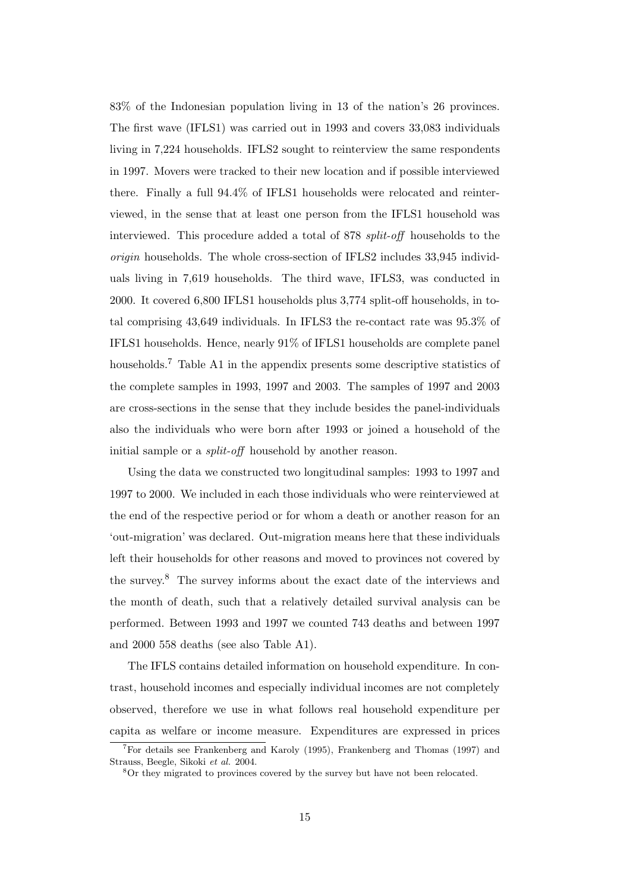83% of the Indonesian population living in 13 of the nation's 26 provinces. The first wave (IFLS1) was carried out in 1993 and covers 33,083 individuals living in 7,224 households. IFLS2 sought to reinterview the same respondents in 1997. Movers were tracked to their new location and if possible interviewed there. Finally a full 94.4% of IFLS1 households were relocated and reinterviewed, in the sense that at least one person from the IFLS1 household was interviewed. This procedure added a total of 878 *split-off* households to the *origin* households. The whole cross-section of IFLS2 includes 33,945 individuals living in 7,619 households. The third wave, IFLS3, was conducted in 2000. It covered 6,800 IFLS1 households plus 3,774 split-off households, in total comprising 43,649 individuals. In IFLS3 the re-contact rate was 95.3% of IFLS1 households. Hence, nearly 91% of IFLS1 households are complete panel households.[7] Table A1 in the appendix presents some descriptive statistics of the complete samples in 1993, 1997 and 2003. The samples of 1997 and 2003 are cross-sections in the sense that they include besides the panel-individuals also the individuals who were born after 1993 or joined a household of the initial sample or a *split-off* household by another reason.

Using the data we constructed two longitudinal samples: 1993 to 1997 and 1997 to 2000. We included in each those individuals who were reinterviewed at the end of the respective period or for whom a death or another reason for an 'out-migration' was declared. Out-migration means here that these individuals left their households for other reasons and moved to provinces not covered by the survey.[8] The survey informs about the exact date of the interviews and the month of death, such that a relatively detailed survival analysis can be performed. Between 1993 and 1997 we counted 743 deaths and between 1997 and 2000 558 deaths (see also Table A1).

The IFLS contains detailed information on household expenditure. In contrast, household incomes and especially individual incomes are not completely observed, therefore we use in what follows real household expenditure per capita as welfare or income measure. Expenditures are expressed in prices

[7] For details see Frankenberg and Karoly (1995), Frankenberg and Thomas (1997) and Strauss, Beegle, Sikoki *et al.* 2004.

[8] Or they migrated to provinces covered by the survey but have not been relocated.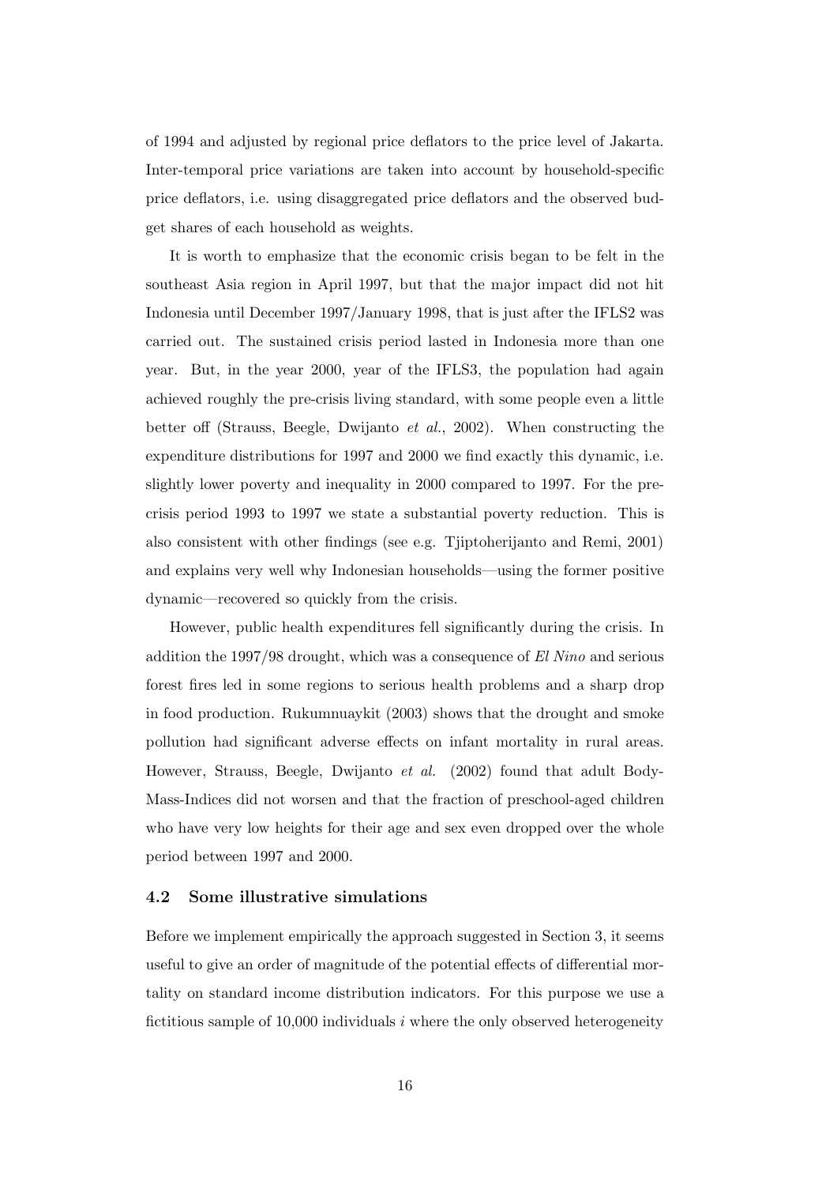of 1994 and adjusted by regional price deflators to the price level of Jakarta. Inter-temporal price variations are taken into account by household-specific price deflators, i.e. using disaggregated price deflators and the observed budget shares of each household as weights.

It is worth to emphasize that the economic crisis began to be felt in the southeast Asia region in April 1997, but that the major impact did not hit Indonesia until December 1997/January 1998, that is just after the IFLS2 was carried out. The sustained crisis period lasted in Indonesia more than one year. But, in the year 2000, year of the IFLS3, the population had again achieved roughly the pre-crisis living standard, with some people even a little better off (Strauss, Beegle, Dwijanto *et al.*, 2002). When constructing the expenditure distributions for 1997 and 2000 we find exactly this dynamic, i.e. slightly lower poverty and inequality in 2000 compared to 1997. For the pre-crisis period 1993 to 1997 we state a substantial poverty reduction. This is also consistent with other findings (see e.g. Tjiptoherijanto and Remi, 2001) and explains very well why Indonesian households—using the former positive dynamic—recovered so quickly from the crisis.

However, public health expenditures fell significantly during the crisis. In addition the 1997/98 drought, which was a consequence of *El Nino* and serious forest fires led in some regions to serious health problems and a sharp drop in food production. Rukumnuaykit (2003) shows that the drought and smoke pollution had significant adverse effects on infant mortality in rural areas. However, Strauss, Beegle, Dwijanto *et al.* (2002) found that adult Body-Mass-Indices did not worsen and that the fraction of preschool-aged children who have very low heights for their age and sex even dropped over the whole period between 1997 and 2000.

### 4.2 Some illustrative simulations

Before we implement empirically the approach suggested in Section 3, it seems useful to give an order of magnitude of the potential effects of differential mortality on standard income distribution indicators. For this purpose we use a fictitious sample of 10,000 individuals $i$ where the only observed heterogeneity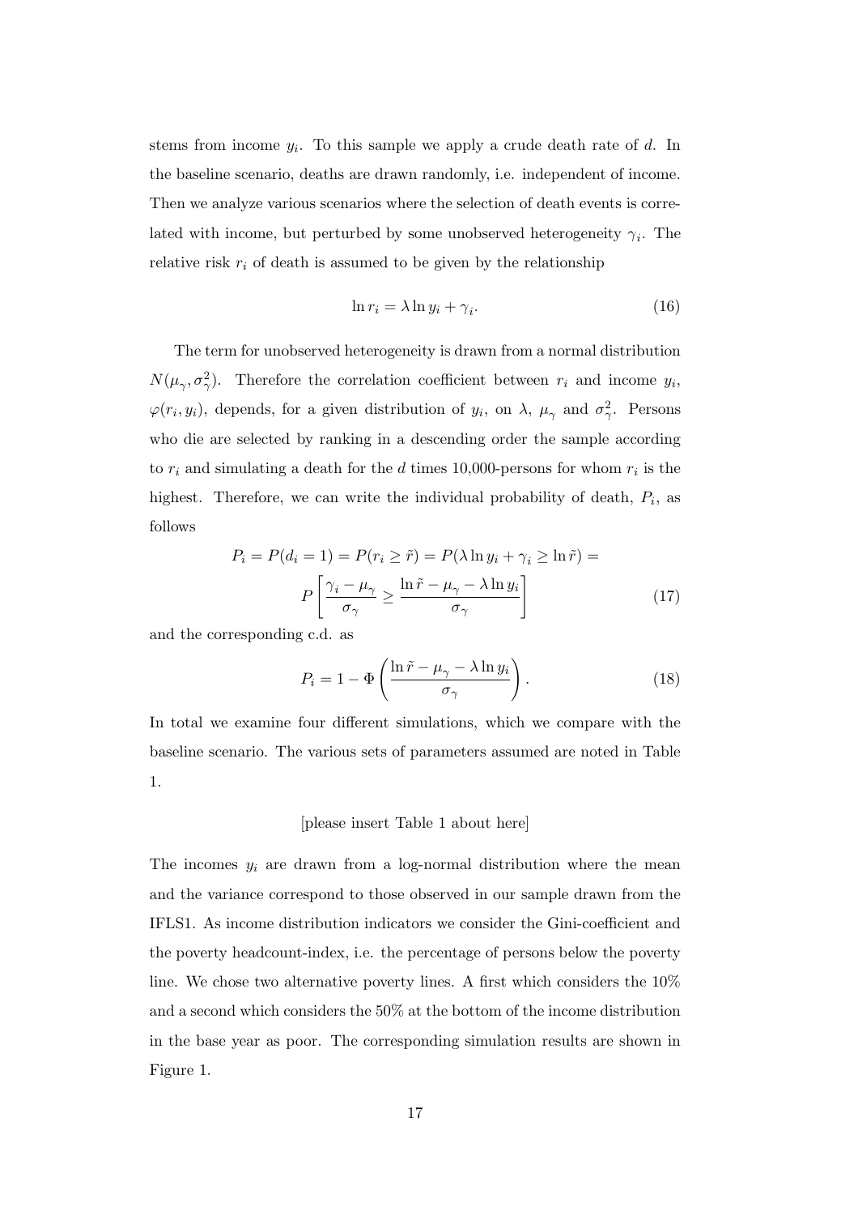stems from income $y_i$. To this sample we apply a crude death rate of $d$. In the baseline scenario, deaths are drawn randomly, i.e. independent of income. Then we analyze various scenarios where the selection of death events is correlated with income, but perturbed by some unobserved heterogeneity $\gamma_i$. The relative risk $r_i$ of death is assumed to be given by the relationship

$$\ln r_i = \lambda \ln y_i + \gamma_i. \tag{16}$$

The term for unobserved heterogeneity is drawn from a normal distribution $N(\mu_\gamma, \sigma_\gamma^2)$. Therefore the correlation coefficient between $r_i$ and income $y_i$, $\varphi(r_i, y_i)$, depends, for a given distribution of $y_i$, on $\lambda$, $\mu_\gamma$ and $\sigma_\gamma^2$. Persons who die are selected by ranking in a descending order the sample according to $r_i$ and simulating a death for the $d$ times 10,000-persons for whom $r_i$ is the highest. Therefore, we can write the individual probability of death, $P_i$, as follows

$$P_i = P(d_i = 1) = P(r_i \geq \tilde{r}) = P(\lambda \ln y_i + \gamma_i \geq \ln \tilde{r}) = \\ P\left[\frac{\gamma_i - \mu_\gamma}{\sigma_\gamma} \geq \frac{\ln \tilde{r} - \mu_\gamma - \lambda \ln y_i}{\sigma_\gamma}\right] \tag{17}$$

and the corresponding c.d. as

$$P_i = 1 - \Phi\left(\frac{\ln \tilde{r} - \mu_\gamma - \lambda \ln y_i}{\sigma_\gamma}\right). \tag{18}$$

In total we examine four different simulations, which we compare with the baseline scenario. The various sets of parameters assumed are noted in Table 1.

[please insert Table 1 about here]

The incomes $y_i$ are drawn from a log-normal distribution where the mean and the variance correspond to those observed in our sample drawn from the IFLS1. As income distribution indicators we consider the Gini-coefficient and the poverty headcount-index, i.e. the percentage of persons below the poverty line. We chose two alternative poverty lines. A first which considers the 10% and a second which considers the 50% at the bottom of the income distribution in the base year as poor. The corresponding simulation results are shown in Figure 1.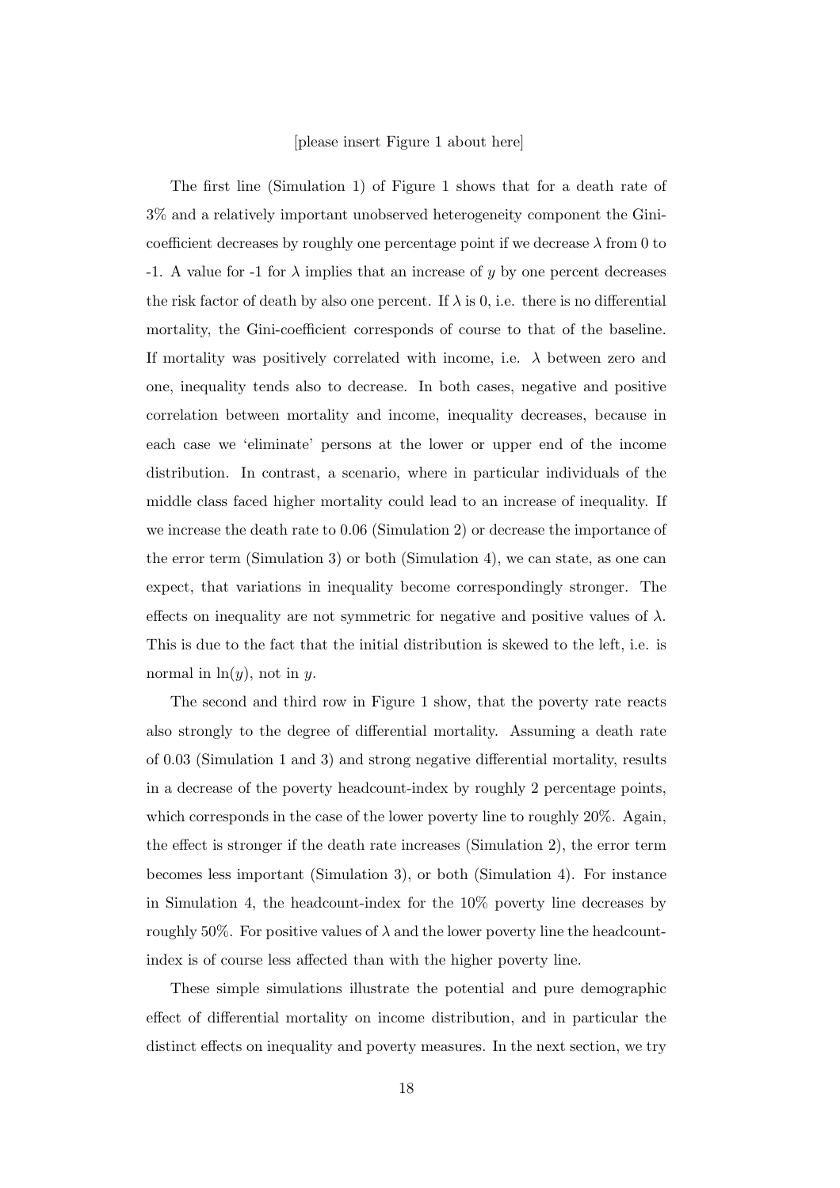[please insert Figure 1 about here]

The first line (Simulation 1) of Figure 1 shows that for a death rate of 3% and a relatively important unobserved heterogeneity component the Gini-coefficient decreases by roughly one percentage point if we decrease $\lambda$ from 0 to -1. A value for -1 for $\lambda$ implies that an increase of $y$ by one percent decreases the risk factor of death by also one percent. If $\lambda$ is 0, i.e. there is no differential mortality, the Gini-coefficient corresponds of course to that of the baseline. If mortality was positively correlated with income, i.e. $\lambda$ between zero and one, inequality tends also to decrease. In both cases, negative and positive correlation between mortality and income, inequality decreases, because in each case we 'eliminate' persons at the lower or upper end of the income distribution. In contrast, a scenario, where in particular individuals of the middle class faced higher mortality could lead to an increase of inequality. If we increase the death rate to 0.06 (Simulation 2) or decrease the importance of the error term (Simulation 3) or both (Simulation 4), we can state, as one can expect, that variations in inequality become correspondingly stronger. The effects on inequality are not symmetric for negative and positive values of $\lambda$. This is due to the fact that the initial distribution is skewed to the left, i.e. is normal in $\ln(y)$, not in $y$.

The second and third row in Figure 1 show, that the poverty rate reacts also strongly to the degree of differential mortality. Assuming a death rate of 0.03 (Simulation 1 and 3) and strong negative differential mortality, results in a decrease of the poverty headcount-index by roughly 2 percentage points, which corresponds in the case of the lower poverty line to roughly 20%. Again, the effect is stronger if the death rate increases (Simulation 2), the error term becomes less important (Simulation 3), or both (Simulation 4). For instance in Simulation 4, the headcount-index for the 10% poverty line decreases by roughly 50%. For positive values of $\lambda$ and the lower poverty line the headcount-index is of course less affected than with the higher poverty line.

These simple simulations illustrate the potential and pure demographic effect of differential mortality on income distribution, and in particular the distinct effects on inequality and poverty measures. In the next section, we try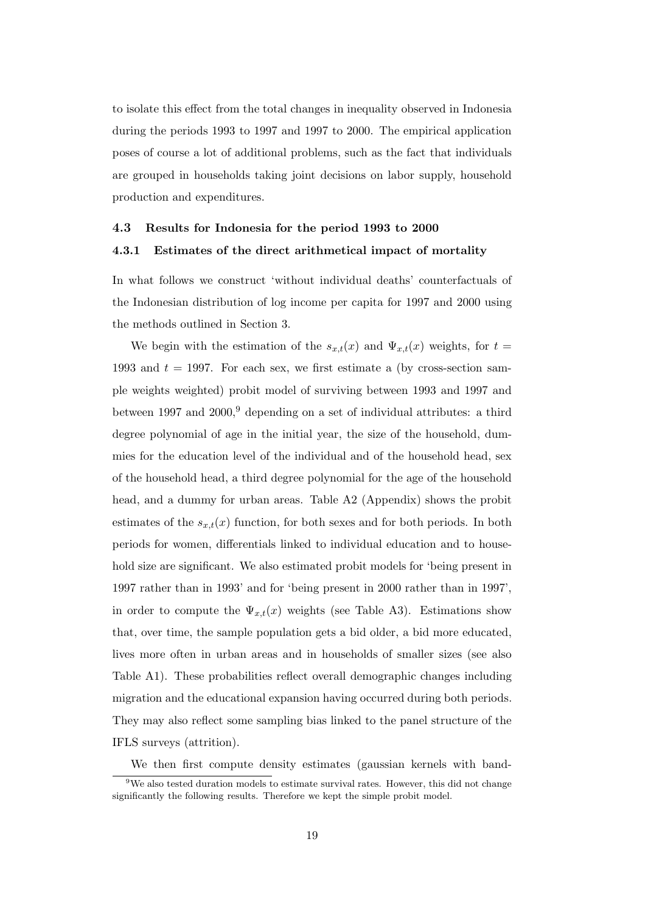to isolate this effect from the total changes in inequality observed in Indonesia during the periods 1993 to 1997 and 1997 to 2000. The empirical application poses of course a lot of additional problems, such as the fact that individuals are grouped in households taking joint decisions on labor supply, household production and expenditures.

### 4.3 Results for Indonesia for the period 1993 to 2000

#### 4.3.1 Estimates of the direct arithmetical impact of mortality

In what follows we construct 'without individual deaths' counterfactuals of the Indonesian distribution of log income per capita for 1997 and 2000 using the methods outlined in Section 3.

We begin with the estimation of the $s_{x,t}(x)$ and $\Psi_{x,t}(x)$ weights, for $t = 1993$ and $t = 1997$. For each sex, we first estimate a (by cross-section sample weights weighted) probit model of surviving between 1993 and 1997 and between 1997 and 2000,[9] depending on a set of individual attributes: a third degree polynomial of age in the initial year, the size of the household, dummies for the education level of the individual and of the household head, sex of the household head, a third degree polynomial for the age of the household head, and a dummy for urban areas. Table A2 (Appendix) shows the probit estimates of the $s_{x,t}(x)$ function, for both sexes and for both periods. In both periods for women, differentials linked to individual education and to household size are significant. We also estimated probit models for 'being present in 1997 rather than in 1993' and for 'being present in 2000 rather than in 1997', in order to compute the $\Psi_{x,t}(x)$ weights (see Table A3). Estimations show that, over time, the sample population gets a bid older, a bid more educated, lives more often in urban areas and in households of smaller sizes (see also Table A1). These probabilities reflect overall demographic changes including migration and the educational expansion having occurred during both periods. They may also reflect some sampling bias linked to the panel structure of the IFLS surveys (attrition).

We then first compute density estimates (gaussian kernels with band-

[9] We also tested duration models to estimate survival rates. However, this did not change significantly the following results. Therefore we kept the simple probit model.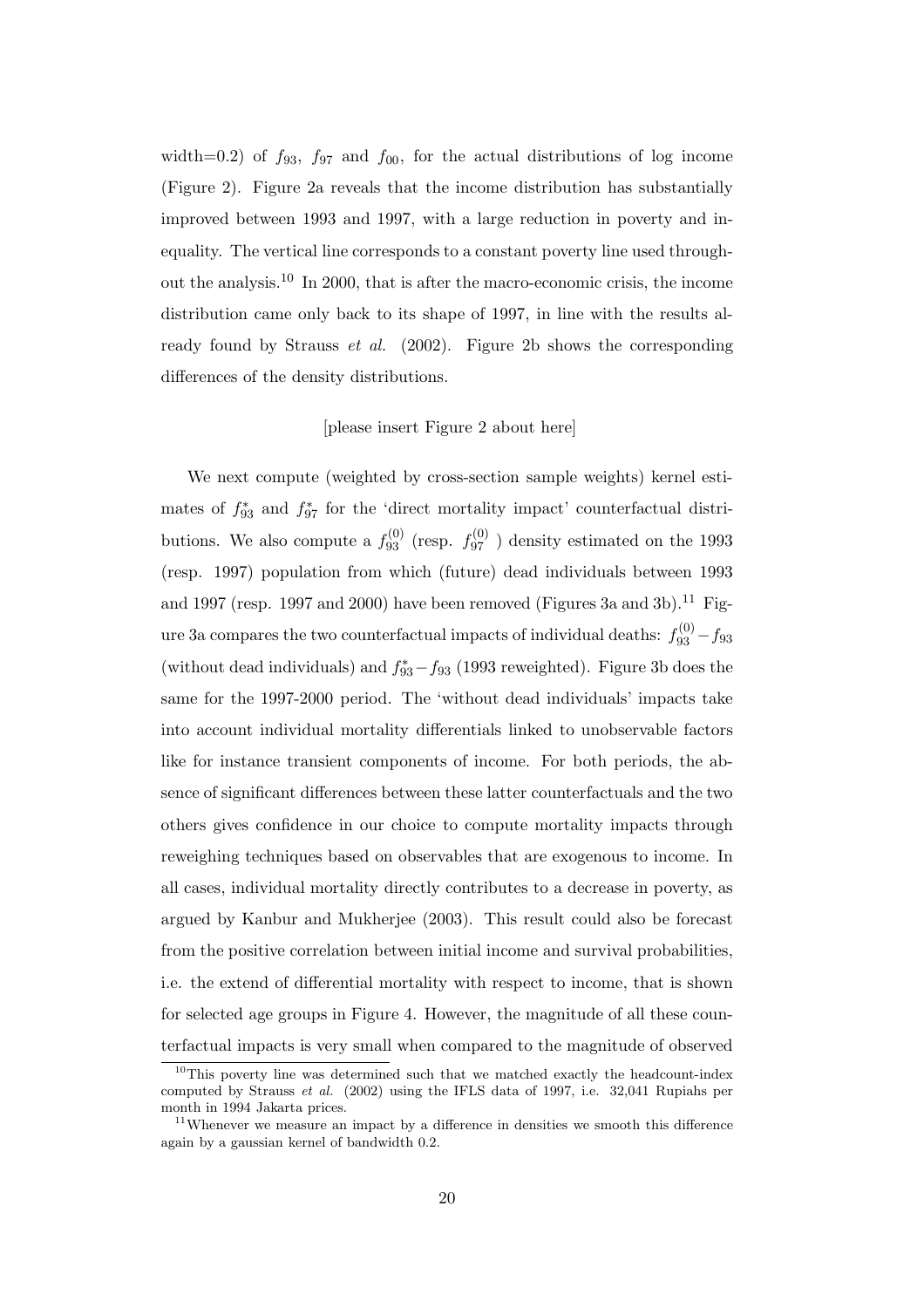width=0.2) of $f_{93}$, $f_{97}$ and $f_{00}$, for the actual distributions of log income (Figure 2). Figure 2a reveals that the income distribution has substantially improved between 1993 and 1997, with a large reduction in poverty and inequality. The vertical line corresponds to a constant poverty line used throughout the analysis.[10] In 2000, that is after the macro-economic crisis, the income distribution came only back to its shape of 1997, in line with the results already found by Strauss *et al.* (2002). Figure 2b shows the corresponding differences of the density distributions.

[please insert Figure 2 about here]

We next compute (weighted by cross-section sample weights) kernel estimates of $f^*_{93}$ and $f^*_{97}$ for the 'direct mortality impact' counterfactual distributions. We also compute a $f^{(0)}_{93}$ (resp. $f^{(0)}_{97}$ ) density estimated on the 1993 (resp. 1997) population from which (future) dead individuals between 1993 and 1997 (resp. 1997 and 2000) have been removed (Figures 3a and 3b).[11] Figure 3a compares the two counterfactual impacts of individual deaths: $f^{(0)}_{93} - f_{93}$ (without dead individuals) and $f^*_{93} - f_{93}$ (1993 reweighted). Figure 3b does the same for the 1997-2000 period. The 'without dead individuals' impacts take into account individual mortality differentials linked to unobservable factors like for instance transient components of income. For both periods, the absence of significant differences between these latter counterfactuals and the two others gives confidence in our choice to compute mortality impacts through reweighing techniques based on observables that are exogenous to income. In all cases, individual mortality directly contributes to a decrease in poverty, as argued by Kanbur and Mukherjee (2003). This result could also be forecast from the positive correlation between initial income and survival probabilities, i.e. the extend of differential mortality with respect to income, that is shown for selected age groups in Figure 4. However, the magnitude of all these counterfactual impacts is very small when compared to the magnitude of observed

[10] This poverty line was determined such that we matched exactly the headcount-index computed by Strauss *et al.* (2002) using the IFLS data of 1997, i.e. 32,041 Rupiahs per month in 1994 Jakarta prices.

[11] Whenever we measure an impact by a difference in densities we smooth this difference again by a gaussian kernel of bandwidth 0.2.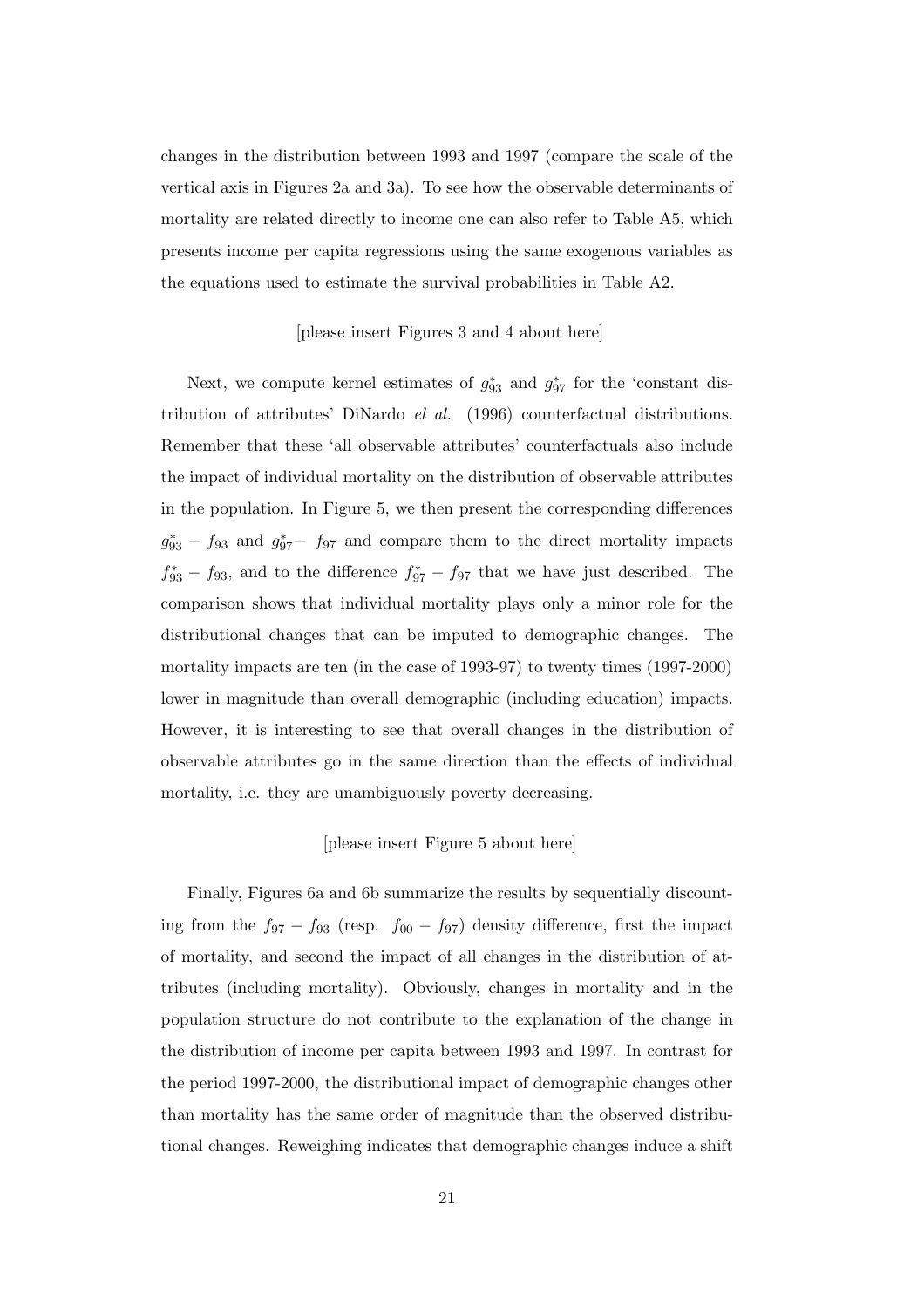changes in the distribution between 1993 and 1997 (compare the scale of the vertical axis in Figures 2a and 3a). To see how the observable determinants of mortality are related directly to income one can also refer to Table A5, which presents income per capita regressions using the same exogenous variables as the equations used to estimate the survival probabilities in Table A2.

[please insert Figures 3 and 4 about here]

Next, we compute kernel estimates of $g^*_{93}$ and $g^*_{97}$ for the 'constant distribution of attributes' DiNardo *el al.* (1996) counterfactual distributions. Remember that these 'all observable attributes' counterfactuals also include the impact of individual mortality on the distribution of observable attributes in the population. In Figure 5, we then present the corresponding differences $g^*_{93} - f_{93}$ and $g^*_{97} - f_{97}$ and compare them to the direct mortality impacts $f^*_{93} - f_{93}$, and to the difference $f^*_{97} - f_{97}$ that we have just described. The comparison shows that individual mortality plays only a minor role for the distributional changes that can be imputed to demographic changes. The mortality impacts are ten (in the case of 1993-97) to twenty times (1997-2000) lower in magnitude than overall demographic (including education) impacts. However, it is interesting to see that overall changes in the distribution of observable attributes go in the same direction than the effects of individual mortality, i.e. they are unambiguously poverty decreasing.

[please insert Figure 5 about here]

Finally, Figures 6a and 6b summarize the results by sequentially discounting from the $f_{97} - f_{93}$ (resp. $f_{00} - f_{97}$) density difference, first the impact of mortality, and second the impact of all changes in the distribution of attributes (including mortality). Obviously, changes in mortality and in the population structure do not contribute to the explanation of the change in the distribution of income per capita between 1993 and 1997. In contrast for the period 1997-2000, the distributional impact of demographic changes other than mortality has the same order of magnitude than the observed distributional changes. Reweighing indicates that demographic changes induce a shift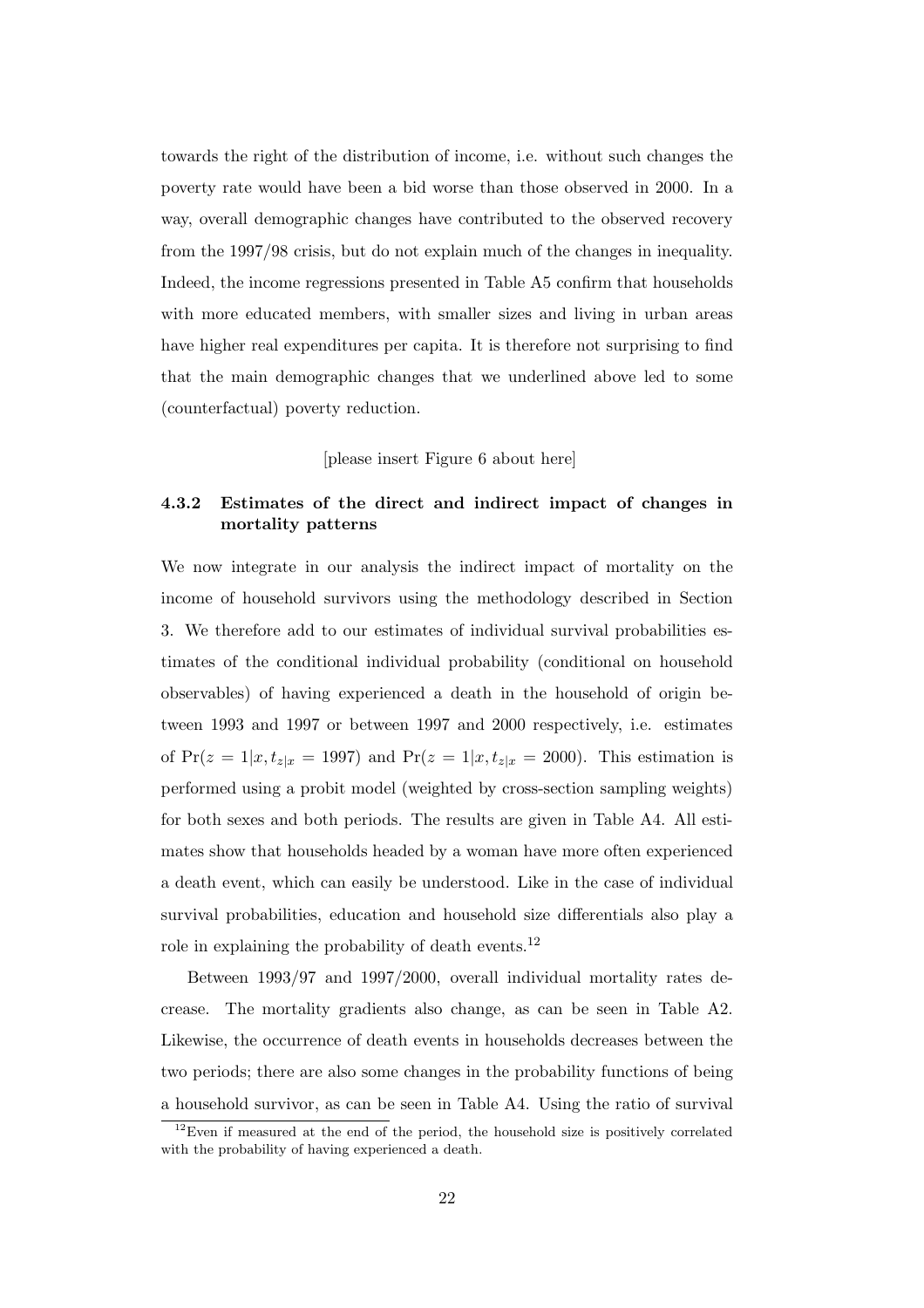towards the right of the distribution of income, i.e. without such changes the poverty rate would have been a bid worse than those observed in 2000. In a way, overall demographic changes have contributed to the observed recovery from the 1997/98 crisis, but do not explain much of the changes in inequality. Indeed, the income regressions presented in Table A5 confirm that households with more educated members, with smaller sizes and living in urban areas have higher real expenditures per capita. It is therefore not surprising to find that the main demographic changes that we underlined above led to some (counterfactual) poverty reduction.

[please insert Figure 6 about here]

#### 4.3.2 Estimates of the direct and indirect impact of changes in mortality patterns

We now integrate in our analysis the indirect impact of mortality on the income of household survivors using the methodology described in Section 3. We therefore add to our estimates of individual survival probabilities estimates of the conditional individual probability (conditional on household observables) of having experienced a death in the household of origin between 1993 and 1997 or between 1997 and 2000 respectively, i.e. estimates of $\Pr(z = 1|x, t_{z|x} = 1997)$ and $\Pr(z = 1|x, t_{z|x} = 2000)$. This estimation is performed using a probit model (weighted by cross-section sampling weights) for both sexes and both periods. The results are given in Table A4. All estimates show that households headed by a woman have more often experienced a death event, which can easily be understood. Like in the case of individual survival probabilities, education and household size differentials also play a role in explaining the probability of death events.[12]

Between 1993/97 and 1997/2000, overall individual mortality rates decrease. The mortality gradients also change, as can be seen in Table A2. Likewise, the occurrence of death events in households decreases between the two periods; there are also some changes in the probability functions of being a household survivor, as can be seen in Table A4. Using the ratio of survival

[12] Even if measured at the end of the period, the household size is positively correlated with the probability of having experienced a death.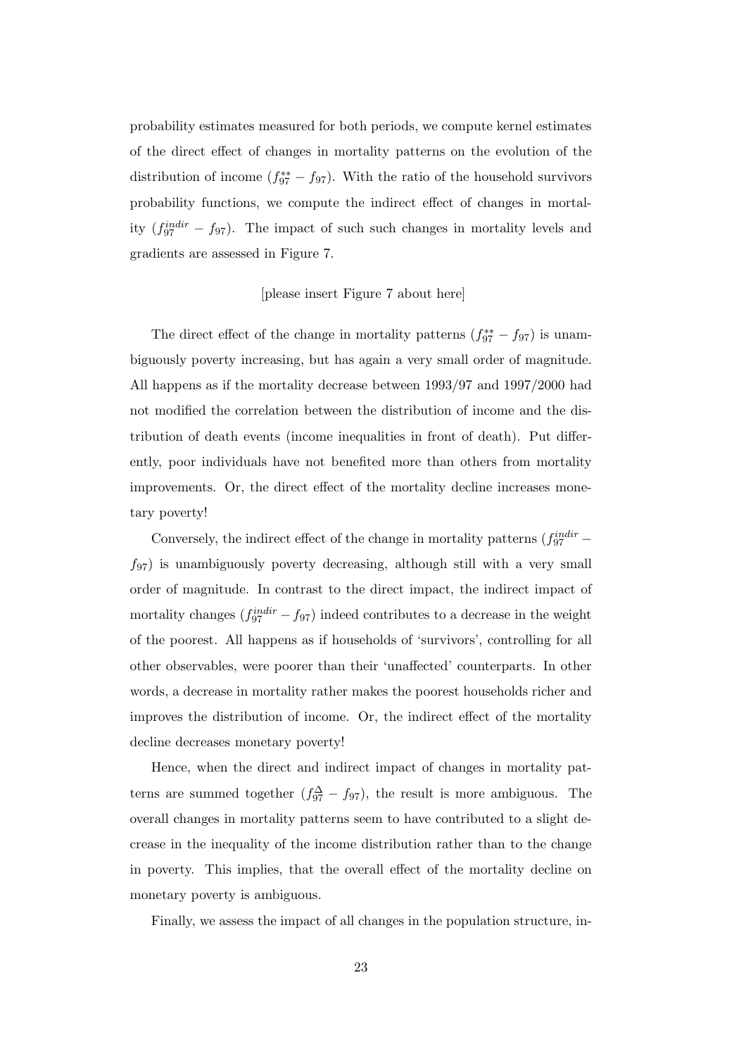probability estimates measured for both periods, we compute kernel estimates of the direct effect of changes in mortality patterns on the evolution of the distribution of income ($f_{97}^{**} - f_{97}$). With the ratio of the household survivors probability functions, we compute the indirect effect of changes in mortality ($f_{97}^{indir} - f_{97}$). The impact of such such changes in mortality levels and gradients are assessed in Figure 7.

[please insert Figure 7 about here]

The direct effect of the change in mortality patterns ($f_{97}^{**} - f_{97}$) is unambiguously poverty increasing, but has again a very small order of magnitude. All happens as if the mortality decrease between 1993/97 and 1997/2000 had not modified the correlation between the distribution of income and the distribution of death events (income inequalities in front of death). Put differently, poor individuals have not benefited more than others from mortality improvements. Or, the direct effect of the mortality decline increases monetary poverty!

Conversely, the indirect effect of the change in mortality patterns ($f_{97}^{indir} - f_{97}$) is unambiguously poverty decreasing, although still with a very small order of magnitude. In contrast to the direct impact, the indirect impact of mortality changes ($f_{97}^{indir} - f_{97}$) indeed contributes to a decrease in the weight of the poorest. All happens as if households of 'survivors', controlling for all other observables, were poorer than their 'unaffected' counterparts. In other words, a decrease in mortality rather makes the poorest households richer and improves the distribution of income. Or, the indirect effect of the mortality decline decreases monetary poverty!

Hence, when the direct and indirect impact of changes in mortality patterns are summed together ($f_{97}^{\Delta} - f_{97}$), the result is more ambiguous. The overall changes in mortality patterns seem to have contributed to a slight decrease in the inequality of the income distribution rather than to the change in poverty. This implies, that the overall effect of the mortality decline on monetary poverty is ambiguous.

Finally, we assess the impact of all changes in the population structure, in-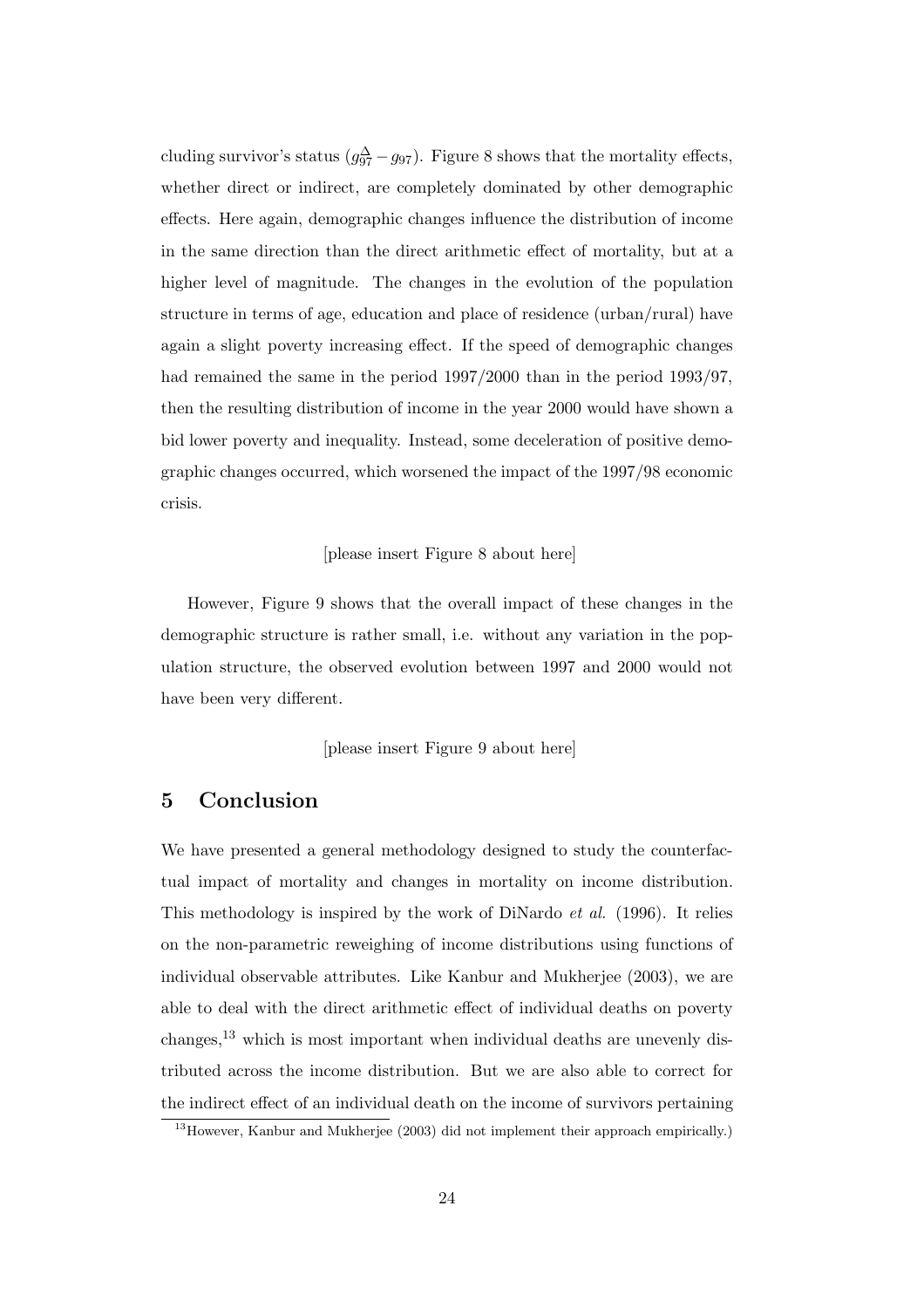cluding survivor's status ($g_{97}^{\Delta} - g_{97}$). Figure 8 shows that the mortality effects, whether direct or indirect, are completely dominated by other demographic effects. Here again, demographic changes influence the distribution of income in the same direction than the direct arithmetic effect of mortality, but at a higher level of magnitude. The changes in the evolution of the population structure in terms of age, education and place of residence (urban/rural) have again a slight poverty increasing effect. If the speed of demographic changes had remained the same in the period 1997/2000 than in the period 1993/97, then the resulting distribution of income in the year 2000 would have shown a bid lower poverty and inequality. Instead, some deceleration of positive demographic changes occurred, which worsened the impact of the 1997/98 economic crisis.

[please insert Figure 8 about here]

However, Figure 9 shows that the overall impact of these changes in the demographic structure is rather small, i.e. without any variation in the population structure, the observed evolution between 1997 and 2000 would not have been very different.

[please insert Figure 9 about here]

## 5 Conclusion

We have presented a general methodology designed to study the counterfactual impact of mortality and changes in mortality on income distribution. This methodology is inspired by the work of DiNardo *et al.* (1996). It relies on the non-parametric reweighing of income distributions using functions of individual observable attributes. Like Kanbur and Mukherjee (2003), we are able to deal with the direct arithmetic effect of individual deaths on poverty changes,[13] which is most important when individual deaths are unevenly distributed across the income distribution. But we are also able to correct for the indirect effect of an individual death on the income of survivors pertaining

[13] However, Kanbur and Mukherjee (2003) did not implement their approach empirically.)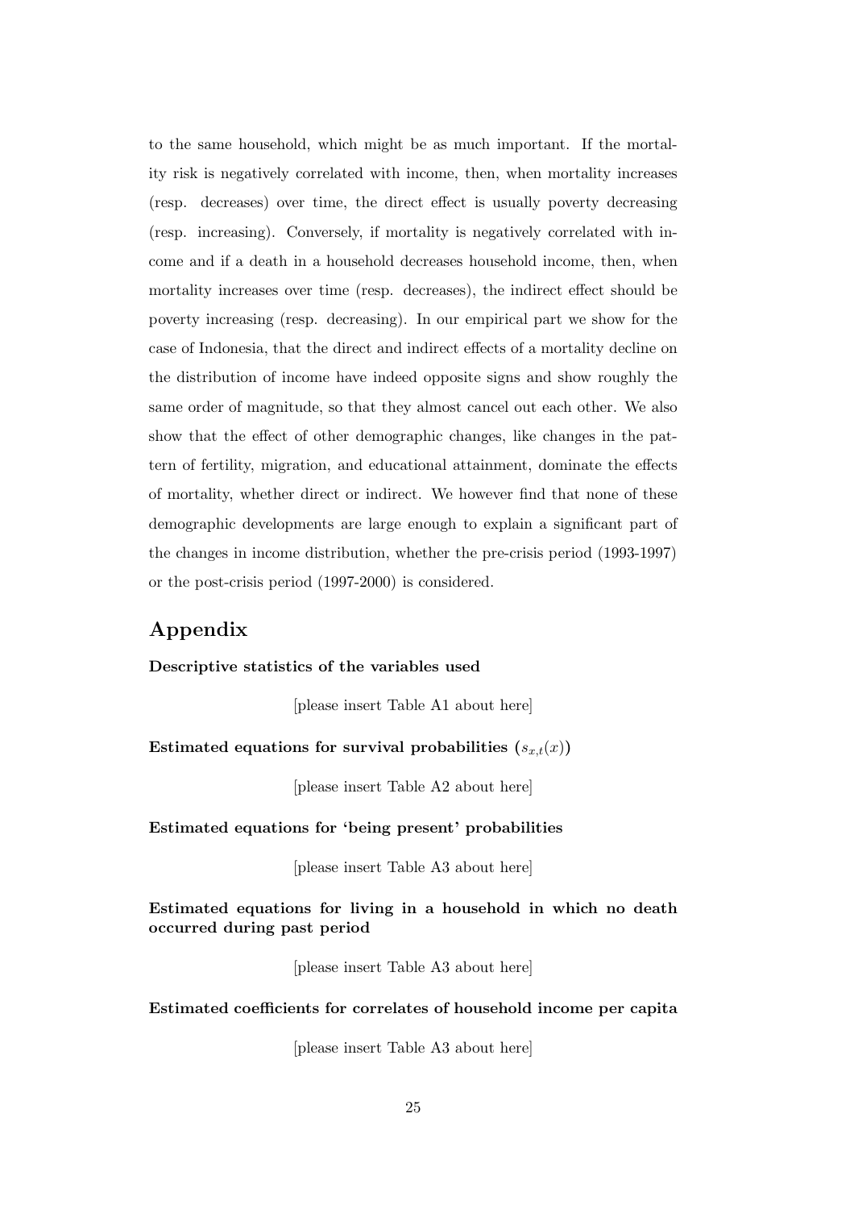to the same household, which might be as much important. If the mortality risk is negatively correlated with income, then, when mortality increases (resp. decreases) over time, the direct effect is usually poverty decreasing (resp. increasing). Conversely, if mortality is negatively correlated with income and if a death in a household decreases household income, then, when mortality increases over time (resp. decreases), the indirect effect should be poverty increasing (resp. decreasing). In our empirical part we show for the case of Indonesia, that the direct and indirect effects of a mortality decline on the distribution of income have indeed opposite signs and show roughly the same order of magnitude, so that they almost cancel out each other. We also show that the effect of other demographic changes, like changes in the pattern of fertility, migration, and educational attainment, dominate the effects of mortality, whether direct or indirect. We however find that none of these demographic developments are large enough to explain a significant part of the changes in income distribution, whether the pre-crisis period (1993-1997) or the post-crisis period (1997-2000) is considered.

## Appendix

**Descriptive statistics of the variables used**

[please insert Table A1 about here]

**Estimated equations for survival probabilities ($s_{x,t}(x)$)**

[please insert Table A2 about here]

**Estimated equations for 'being present' probabilities**

[please insert Table A3 about here]

**Estimated equations for living in a household in which no death occurred during past period**

[please insert Table A3 about here]

**Estimated coefficients for correlates of household income per capita**

[please insert Table A3 about here]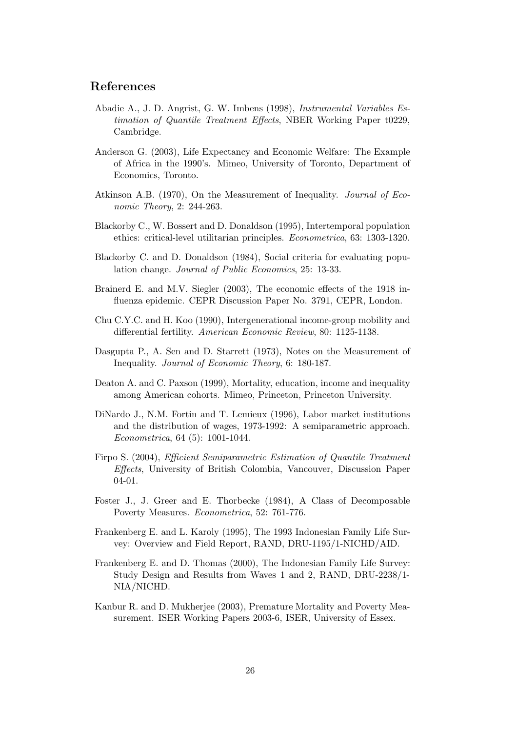## References

Abadie A., J. D. Angrist, G. W. Imbens (1998), *Instrumental Variables Estimation of Quantile Treatment Effects*, NBER Working Paper t0229, Cambridge.

Anderson G. (2003), Life Expectancy and Economic Welfare: The Example of Africa in the 1990's. Mimeo, University of Toronto, Department of Economics, Toronto.

Atkinson A.B. (1970), On the Measurement of Inequality. *Journal of Economic Theory*, 2: 244-263.

Blackorby C., W. Bossert and D. Donaldson (1995), Intertemporal population ethics: critical-level utilitarian principles. *Econometrica*, 63: 1303-1320.

Blackorby C. and D. Donaldson (1984), Social criteria for evaluating population change. *Journal of Public Economics*, 25: 13-33.

Brainerd E. and M.V. Siegler (2003), The economic effects of the 1918 influenza epidemic. CEPR Discussion Paper No. 3791, CEPR, London.

Chu C.Y.C. and H. Koo (1990), Intergenerational income-group mobility and differential fertility. *American Economic Review*, 80: 1125-1138.

Dasgupta P., A. Sen and D. Starrett (1973), Notes on the Measurement of Inequality. *Journal of Economic Theory*, 6: 180-187.

Deaton A. and C. Paxson (1999), Mortality, education, income and inequality among American cohorts. Mimeo, Princeton, Princeton University.

DiNardo J., N.M. Fortin and T. Lemieux (1996), Labor market institutions and the distribution of wages, 1973-1992: A semiparametric approach. *Econometrica*, 64 (5): 1001-1044.

Firpo S. (2004), *Efficient Semiparametric Estimation of Quantile Treatment Effects*, University of British Colombia, Vancouver, Discussion Paper 04-01.

Foster J., J. Greer and E. Thorbecke (1984), A Class of Decomposable Poverty Measures. *Econometrica*, 52: 761-776.

Frankenberg E. and L. Karoly (1995), The 1993 Indonesian Family Life Survey: Overview and Field Report, RAND, DRU-1195/1-NICHD/AID.

Frankenberg E. and D. Thomas (2000), The Indonesian Family Life Survey: Study Design and Results from Waves 1 and 2, RAND, DRU-2238/1-NIA/NICHD.

Kanbur R. and D. Mukherjee (2003), Premature Mortality and Poverty Measurement. ISER Working Papers 2003-6, ISER, University of Essex.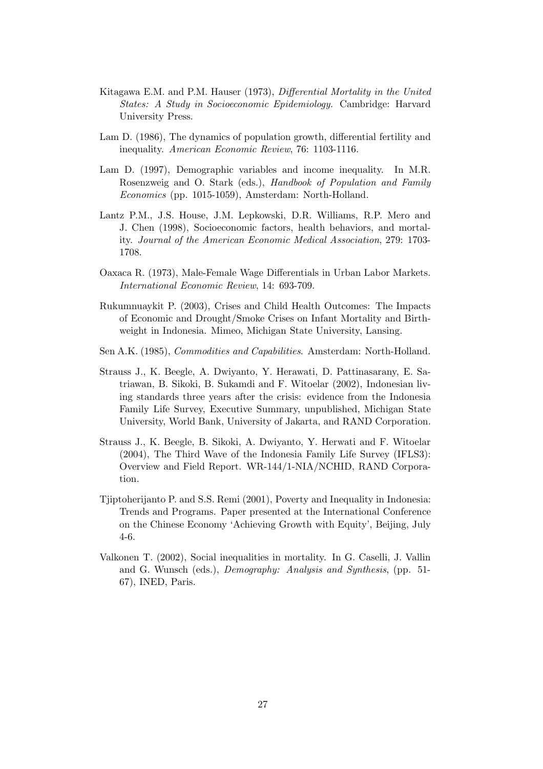Kitagawa E.M. and P.M. Hauser (1973), *Differential Mortality in the United States: A Study in Socioeconomic Epidemiology.* Cambridge: Harvard University Press.

Lam D. (1986), The dynamics of population growth, differential fertility and inequality. *American Economic Review*, 76: 1103-1116.

Lam D. (1997), Demographic variables and income inequality. In M.R. Rosenzweig and O. Stark (eds.), *Handbook of Population and Family Economics* (pp. 1015-1059), Amsterdam: North-Holland.

Lantz P.M., J.S. House, J.M. Lepkowski, D.R. Williams, R.P. Mero and J. Chen (1998), Socioeconomic factors, health behaviors, and mortality. *Journal of the American Economic Medical Association*, 279: 1703-1708.

Oaxaca R. (1973), Male-Female Wage Differentials in Urban Labor Markets. *International Economic Review*, 14: 693-709.

Rukumnuaykit P. (2003), Crises and Child Health Outcomes: The Impacts of Economic and Drought/Smoke Crises on Infant Mortality and Birthweight in Indonesia. Mimeo, Michigan State University, Lansing.

Sen A.K. (1985), *Commodities and Capabilities*. Amsterdam: North-Holland.

Strauss J., K. Beegle, A. Dwiyanto, Y. Herawati, D. Pattinasarany, E. Satriawan, B. Sikoki, B. Sukamdi and F. Witoelar (2002), Indonesian living standards three years after the crisis: evidence from the Indonesia Family Life Survey, Executive Summary, unpublished, Michigan State University, World Bank, University of Jakarta, and RAND Corporation.

Strauss J., K. Beegle, B. Sikoki, A. Dwiyanto, Y. Herwati and F. Witoelar (2004), The Third Wave of the Indonesia Family Life Survey (IFLS3): Overview and Field Report. WR-144/1-NIA/NCHID, RAND Corporation.

Tjiptoherijanto P. and S.S. Remi (2001), Poverty and Inequality in Indonesia: Trends and Programs. Paper presented at the International Conference on the Chinese Economy 'Achieving Growth with Equity', Beijing, July 4-6.

Valkonen T. (2002), Social inequalities in mortality. In G. Caselli, J. Vallin and G. Wunsch (eds.), *Demography: Analysis and Synthesis*, (pp. 51-67), INED, Paris.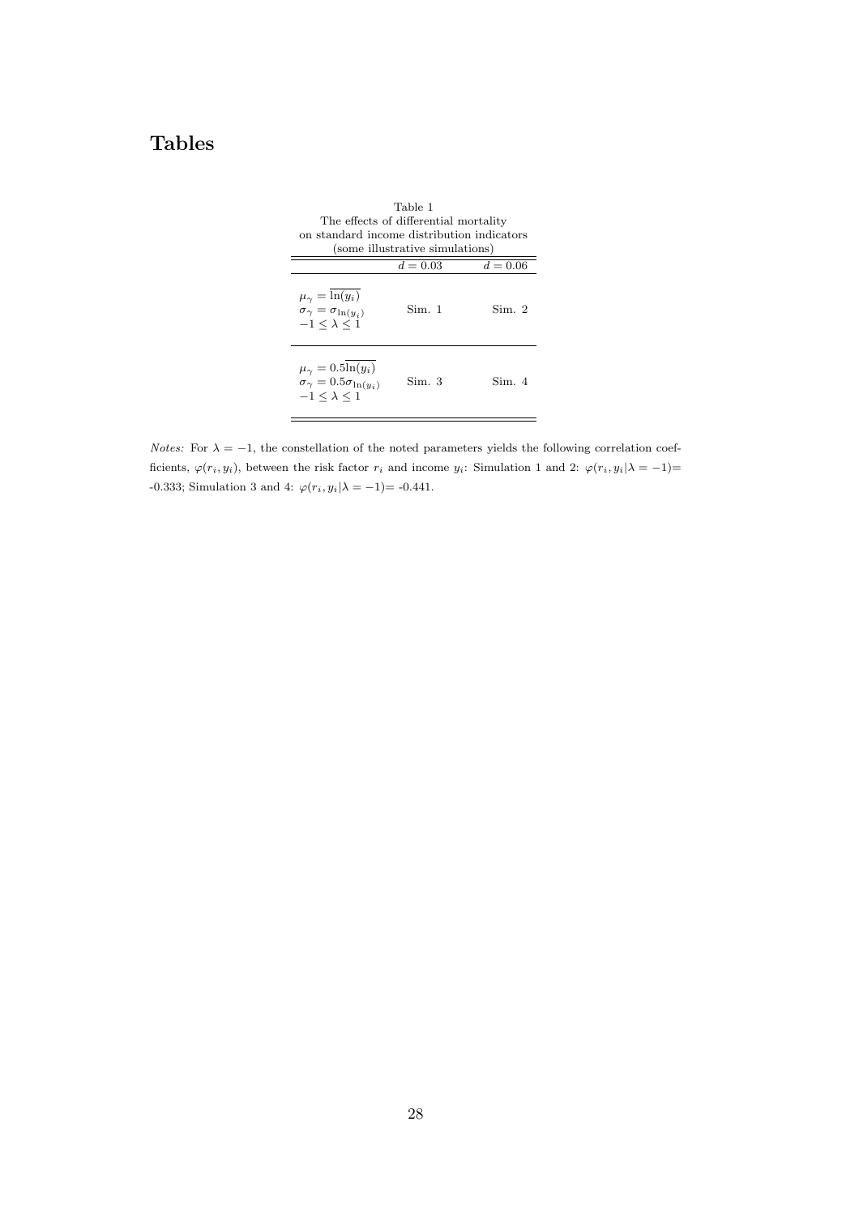# Tables

Table 1
The effects of differential mortality
on standard income distribution indicators
(some illustrative simulations)

| | $d = 0.03$ | $d = 0.06$ |
|---|---|---|
| $\mu_\gamma = \overline{\ln(y_i)}$ <br> $\sigma_\gamma = \sigma_{\ln(y_i)}$ <br> $-1 \leq \lambda \leq 1$ | Sim. 1 | Sim. 2 |
| $\mu_\gamma = 0.5\overline{\ln(y_i)}$ <br> $\sigma_\gamma = 0.5\sigma_{\ln(y_i)}$ <br> $-1 \leq \lambda \leq 1$ | Sim. 3 | Sim. 4 |

*Notes:* For $\lambda = -1$, the constellation of the noted parameters yields the following correlation coefficients, $\varphi(r_i, y_i)$, between the risk factor $r_i$ and income $y_i$: Simulation 1 and 2: $\varphi(r_i, y_i|\lambda = -1)=$ -0.333; Simulation 3 and 4: $\varphi(r_i, y_i|\lambda = -1)=$ -0.441.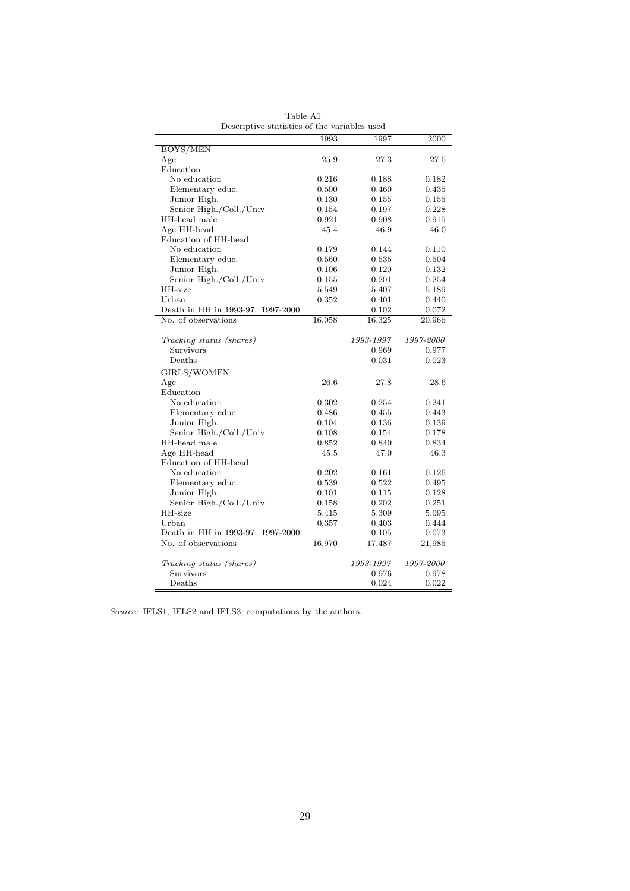Table A1

Descriptive statistics of the variables used

| | 1993 | 1997 | 2000 |
|---|---|---|---|
| BOYS/MEN | | | |
| Age | 25.9 | 27.3 | 27.5 |
| Education | | | |
| No education | 0.216 | 0.188 | 0.182 |
| Elementary educ. | 0.500 | 0.460 | 0.435 |
| Junior High. | 0.130 | 0.155 | 0.155 |
| Senior High./Coll./Univ | 0.154 | 0.197 | 0.228 |
| HH-head male | 0.921 | 0.908 | 0.915 |
| Age HH-head | 45.4 | 46.9 | 46.0 |
| Education of HH-head | | | |
| No education | 0.179 | 0.144 | 0.110 |
| Elementary educ. | 0.560 | 0.535 | 0.504 |
| Junior High. | 0.106 | 0.120 | 0.132 |
| Senior High./Coll./Univ | 0.155 | 0.201 | 0.254 |
| HH-size | 5.549 | 5.407 | 5.189 |
| Urban | 0.352 | 0.401 | 0.440 |
| Death in HH in 1993-97. 1997-2000 | | 0.102 | 0.072 |
| No. of observations | 16,058 | 16,325 | 20,966 |
| *Tracking status (shares)* | | *1993-1997* | *1997-2000* |
| Survivors | | 0.969 | 0.977 |
| Deaths | | 0.031 | 0.023 |
| GIRLS/WOMEN | | | |
| Age | 26.6 | 27.8 | 28.6 |
| Education | | | |
| No education | 0.302 | 0.254 | 0.241 |
| Elementary educ. | 0.486 | 0.455 | 0.443 |
| Junior High. | 0.104 | 0.136 | 0.139 |
| Senior High./Coll./Univ | 0.108 | 0.154 | 0.178 |
| HH-head male | 0.852 | 0.840 | 0.834 |
| Age HH-head | 45.5 | 47.0 | 46.3 |
| Education of HH-head | | | |
| No education | 0.202 | 0.161 | 0.126 |
| Elementary educ. | 0.539 | 0.522 | 0.495 |
| Junior High. | 0.101 | 0.115 | 0.128 |
| Senior High./Coll./Univ | 0.158 | 0.202 | 0.251 |
| HH-size | 5.415 | 5.309 | 5.095 |
| Urban | 0.357 | 0.403 | 0.444 |
| Death in HH in 1993-97. 1997-2000 | | 0.105 | 0.073 |
| No. of observations | 16,970 | 17,487 | 21,985 |
| *Tracking status (shares)* | | *1993-1997* | *1997-2000* |
| Survivors | | 0.976 | 0.978 |
| Deaths | | 0.024 | 0.022 |

*Source:* IFLS1, IFLS2 and IFLS3; computations by the authors.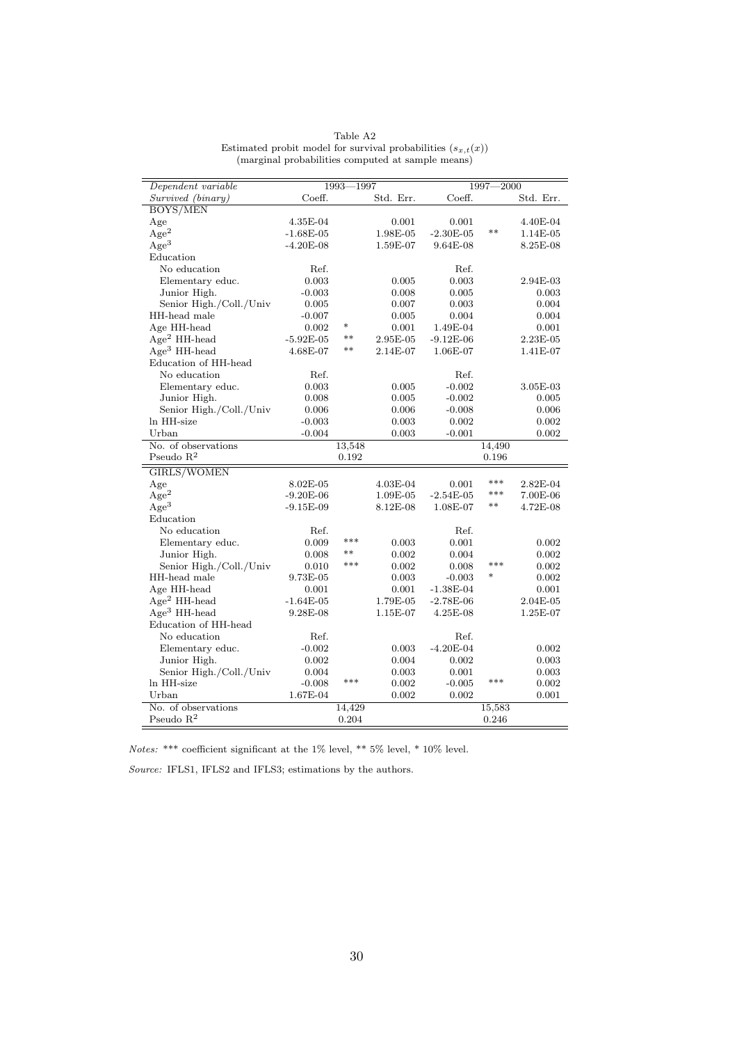Table A2
Estimated probit model for survival probabilities ($s_{x,t}(x)$)
(marginal probabilities computed at sample means)

| *Dependent variable* | 1993—1997 | | | 1997—2000 | | |
|---|---|---|---|---|---|---|
| *Survived (binary)* | Coeff. | | Std. Err. | Coeff. | | Std. Err. |
| BOYS/MEN | | | | | | |
| Age | 4.35E-04 | | 0.001 | 0.001 | | 4.40E-04 |
| $Age^2$ | -1.68E-05 | | 1.98E-05 | -2.30E-05 | ** | 1.14E-05 |
| $Age^3$ | -4.20E-08 | | 1.59E-07 | 9.64E-08 | | 8.25E-08 |
| Education | | | | | | |
| No education | Ref. | | | Ref. | | |
| Elementary educ. | 0.003 | | 0.005 | 0.003 | | 2.94E-03 |
| Junior High. | -0.003 | | 0.008 | 0.005 | | 0.003 |
| Senior High./Coll./Univ | 0.005 | | 0.007 | 0.003 | | 0.004 |
| HH-head male | -0.007 | | 0.005 | 0.004 | | 0.004 |
| Age HH-head | 0.002 | * | 0.001 | 1.49E-04 | | 0.001 |
| $Age^2$ HH-head | -5.92E-05 | ** | 2.95E-05 | -9.12E-06 | | 2.23E-05 |
| $Age^3$ HH-head | 4.68E-07 | ** | 2.14E-07 | 1.06E-07 | | 1.41E-07 |
| Education of HH-head | | | | | | |
| No education | Ref. | | | Ref. | | |
| Elementary educ. | 0.003 | | 0.005 | -0.002 | | 3.05E-03 |
| Junior High. | 0.008 | | 0.005 | -0.002 | | 0.005 |
| Senior High./Coll./Univ | 0.006 | | 0.006 | -0.008 | | 0.006 |
| ln HH-size | -0.003 | | 0.003 | 0.002 | | 0.002 |
| Urban | -0.004 | | 0.003 | -0.001 | | 0.002 |
| No. of observations | | 13,548 | | | 14,490 | |
| Pseudo $R^2$ | | 0.192 | | | 0.196 | |
| GIRLS/WOMEN | | | | | | |
| Age | 8.02E-05 | | 4.03E-04 | 0.001 | *** | 2.82E-04 |
| $Age^2$ | -9.20E-06 | | 1.09E-05 | -2.54E-05 | *** | 7.00E-06 |
| $Age^3$ | -9.15E-09 | | 8.12E-08 | 1.08E-07 | ** | 4.72E-08 |
| Education | | | | | | |
| No education | Ref. | | | Ref. | | |
| Elementary educ. | 0.009 | *** | 0.003 | 0.001 | | 0.002 |
| Junior High. | 0.008 | ** | 0.002 | 0.004 | | 0.002 |
| Senior High./Coll./Univ | 0.010 | *** | 0.002 | 0.008 | *** | 0.002 |
| HH-head male | 9.73E-05 | | 0.003 | -0.003 | * | 0.002 |
| Age HH-head | 0.001 | | 0.001 | -1.38E-04 | | 0.001 |
| $Age^2$ HH-head | -1.64E-05 | | 1.79E-05 | -2.78E-06 | | 2.04E-05 |
| $Age^3$ HH-head | 9.28E-08 | | 1.15E-07 | 4.25E-08 | | 1.25E-07 |
| Education of HH-head | | | | | | |
| No education | Ref. | | | Ref. | | |
| Elementary educ. | -0.002 | | 0.003 | -4.20E-04 | | 0.002 |
| Junior High. | 0.002 | | 0.004 | 0.002 | | 0.003 |
| Senior High./Coll./Univ | 0.004 | | 0.003 | 0.001 | | 0.003 |
| ln HH-size | -0.008 | *** | 0.002 | -0.005 | *** | 0.002 |
| Urban | 1.67E-04 | | 0.002 | 0.002 | | 0.001 |
| No. of observations | | 14,429 | | | 15,583 | |
| Pseudo $R^2$ | | 0.204 | | | 0.246 | |

*Notes:* *** coefficient significant at the 1% level, ** 5% level, * 10% level.

*Source:* IFLS1, IFLS2 and IFLS3; estimations by the authors.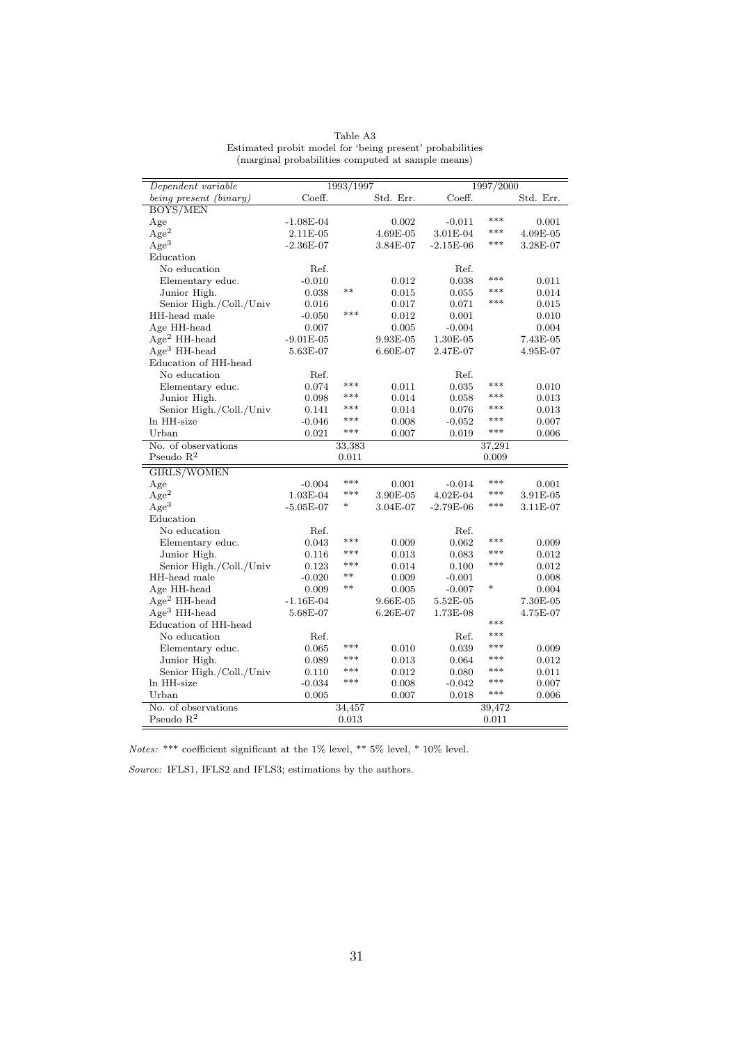Table A3
Estimated probit model for 'being present' probabilities
(marginal probabilities computed at sample means)

| *Dependent variable* | 1993/1997 | | | 1997/2000 | | |
|---|---|---|---|---|---|---|
| *being present (binary)* | Coeff. | | Std. Err. | Coeff. | | Std. Err. |
| BOYS/MEN | | | | | | |
| Age | -1.08E-04 | | 0.002 | -0.011 | *** | 0.001 |
| $Age^2$ | 2.11E-05 | | 4.69E-05 | 3.01E-04 | *** | 4.09E-05 |
| $Age^3$ | -2.36E-07 | | 3.84E-07 | -2.15E-06 | *** | 3.28E-07 |
| Education | | | | | | |
| No education | Ref. | | | Ref. | | |
| Elementary educ. | -0.010 | | 0.012 | 0.038 | *** | 0.011 |
| Junior High. | 0.038 | ** | 0.015 | 0.055 | *** | 0.014 |
| Senior High./Coll./Univ | 0.016 | | 0.017 | 0.071 | *** | 0.015 |
| HH-head male | -0.050 | *** | 0.012 | 0.001 | | 0.010 |
| Age HH-head | 0.007 | | 0.005 | -0.004 | | 0.004 |
| $Age^2$ HH-head | -9.01E-05 | | 9.93E-05 | 1.30E-05 | | 7.43E-05 |
| $Age^3$ HH-head | 5.63E-07 | | 6.60E-07 | 2.47E-07 | | 4.95E-07 |
| Education of HH-head | | | | | | |
| No education | Ref. | | | Ref. | | |
| Elementary educ. | 0.074 | *** | 0.011 | 0.035 | *** | 0.010 |
| Junior High. | 0.098 | *** | 0.014 | 0.058 | *** | 0.013 |
| Senior High./Coll./Univ | 0.141 | *** | 0.014 | 0.076 | *** | 0.013 |
| ln HH-size | -0.046 | *** | 0.008 | -0.052 | *** | 0.007 |
| Urban | 0.021 | *** | 0.007 | 0.019 | *** | 0.006 |
| No. of observations | | 33,383 | | | 37,291 | |
| Pseudo $R^2$ | | 0.011 | | | 0.009 | |
| GIRLS/WOMEN | | | | | | |
| Age | -0.004 | *** | 0.001 | -0.014 | *** | 0.001 |
| $Age^2$ | 1.03E-04 | *** | 3.90E-05 | 4.02E-04 | *** | 3.91E-05 |
| $Age^3$ | -5.05E-07 | * | 3.04E-07 | -2.79E-06 | *** | 3.11E-07 |
| Education | | | | | | |
| No education | Ref. | | | Ref. | | |
| Elementary educ. | 0.043 | *** | 0.009 | 0.062 | *** | 0.009 |
| Junior High. | 0.116 | *** | 0.013 | 0.083 | *** | 0.012 |
| Senior High./Coll./Univ | 0.123 | *** | 0.014 | 0.100 | *** | 0.012 |
| HH-head male | -0.020 | ** | 0.009 | -0.001 | | 0.008 |
| Age HH-head | 0.009 | ** | 0.005 | -0.007 | * | 0.004 |
| $Age^2$ HH-head | -1.16E-04 | | 9.66E-05 | 5.52E-05 | | 7.30E-05 |
| $Age^3$ HH-head | 5.68E-07 | | 6.26E-07 | 1.73E-08 | | 4.75E-07 |
| Education of HH-head | | | | | *** | |
| No education | Ref. | | | Ref. | *** | |
| Elementary educ. | 0.065 | *** | 0.010 | 0.039 | *** | 0.009 |
| Junior High. | 0.089 | *** | 0.013 | 0.064 | *** | 0.012 |
| Senior High./Coll./Univ | 0.110 | *** | 0.012 | 0.080 | *** | 0.011 |
| ln HH-size | -0.034 | *** | 0.008 | -0.042 | *** | 0.007 |
| Urban | 0.005 | | 0.007 | 0.018 | *** | 0.006 |
| No. of observations | | 34,457 | | | 39,472 | |
| Pseudo $R^2$ | | 0.013 | | | 0.011 | |

*Notes:* *** coefficient significant at the 1% level, ** 5% level, * 10% level.

*Source:* IFLS1, IFLS2 and IFLS3; estimations by the authors.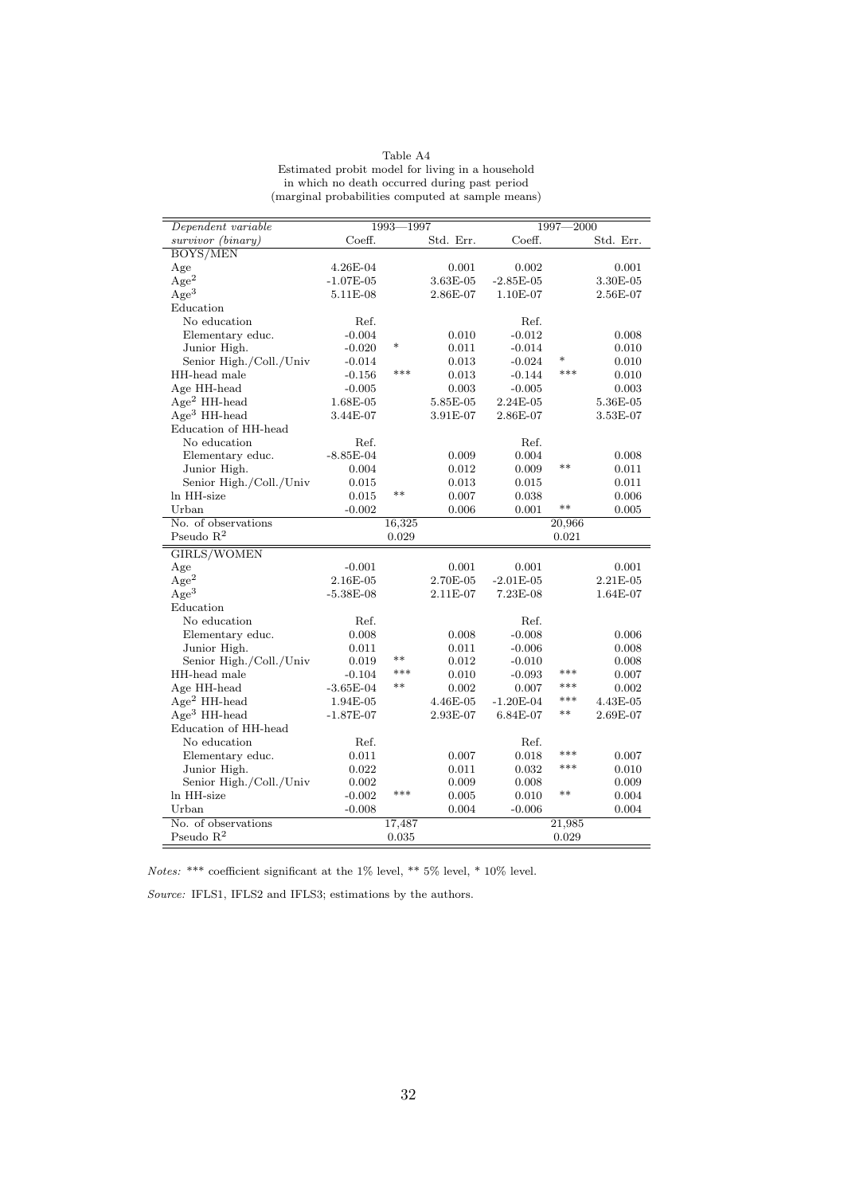Table A4
Estimated probit model for living in a household in which no death occurred during past period
(marginal probabilities computed at sample means)

| *Dependent variable* | 1993—1997 | | | 1997—2000 | | |
|---|---|---|---|---|---|---|
| *survivor (binary)* | Coeff. | | Std. Err. | Coeff. | | Std. Err. |
| BOYS/MEN | | | | | | |
| Age | 4.26E-04 | | 0.001 | 0.002 | | 0.001 |
| $Age^2$ | -1.07E-05 | | 3.63E-05 | -2.85E-05 | | 3.30E-05 |
| $Age^3$ | 5.11E-08 | | 2.86E-07 | 1.10E-07 | | 2.56E-07 |
| Education | | | | | | |
| No education | Ref. | | | Ref. | | |
| Elementary educ. | -0.004 | | 0.010 | -0.012 | | 0.008 |
| Junior High. | -0.020 | * | 0.011 | -0.014 | | 0.010 |
| Senior High./Coll./Univ | -0.014 | | 0.013 | -0.024 | * | 0.010 |
| HH-head male | -0.156 | *** | 0.013 | -0.144 | *** | 0.010 |
| Age HH-head | -0.005 | | 0.003 | -0.005 | | 0.003 |
| $Age^2$ HH-head | 1.68E-05 | | 5.85E-05 | 2.24E-05 | | 5.36E-05 |
| $Age^3$ HH-head | 3.44E-07 | | 3.91E-07 | 2.86E-07 | | 3.53E-07 |
| Education of HH-head | | | | | | |
| No education | Ref. | | | Ref. | | |
| Elementary educ. | -8.85E-04 | | 0.009 | 0.004 | | 0.008 |
| Junior High. | 0.004 | | 0.012 | 0.009 | ** | 0.011 |
| Senior High./Coll./Univ | 0.015 | | 0.013 | 0.015 | | 0.011 |
| ln HH-size | 0.015 | ** | 0.007 | 0.038 | | 0.006 |
| Urban | -0.002 | | 0.006 | 0.001 | ** | 0.005 |
| No. of observations | | 16,325 | | | 20,966 | |
| Pseudo $R^2$ | | 0.029 | | | 0.021 | |
| GIRLS/WOMEN | | | | | | |
| Age | -0.001 | | 0.001 | 0.001 | | 0.001 |
| $Age^2$ | 2.16E-05 | | 2.70E-05 | -2.01E-05 | | 2.21E-05 |
| $Age^3$ | -5.38E-08 | | 2.11E-07 | 7.23E-08 | | 1.64E-07 |
| Education | | | | | | |
| No education | Ref. | | | Ref. | | |
| Elementary educ. | 0.008 | | 0.008 | -0.008 | | 0.006 |
| Junior High. | 0.011 | | 0.011 | -0.006 | | 0.008 |
| Senior High./Coll./Univ | 0.019 | ** | 0.012 | -0.010 | | 0.008 |
| HH-head male | -0.104 | *** | 0.010 | -0.093 | *** | 0.007 |
| Age HH-head | -3.65E-04 | ** | 0.002 | 0.007 | *** | 0.002 |
| $Age^2$ HH-head | 1.94E-05 | | 4.46E-05 | -1.20E-04 | *** | 4.43E-05 |
| $Age^3$ HH-head | -1.87E-07 | | 2.93E-07 | 6.84E-07 | ** | 2.69E-07 |
| Education of HH-head | | | | | | |
| No education | Ref. | | | Ref. | | |
| Elementary educ. | 0.011 | | 0.007 | 0.018 | *** | 0.007 |
| Junior High. | 0.022 | | 0.011 | 0.032 | *** | 0.010 |
| Senior High./Coll./Univ | 0.002 | | 0.009 | 0.008 | | 0.009 |
| ln HH-size | -0.002 | *** | 0.005 | 0.010 | ** | 0.004 |
| Urban | -0.008 | | 0.004 | -0.006 | | 0.004 |
| No. of observations | | 17,487 | | | 21,985 | |
| Pseudo $R^2$ | | 0.035 | | | 0.029 | |

*Notes:* *** coefficient significant at the 1% level, ** 5% level, * 10% level.

*Source:* IFLS1, IFLS2 and IFLS3; estimations by the authors.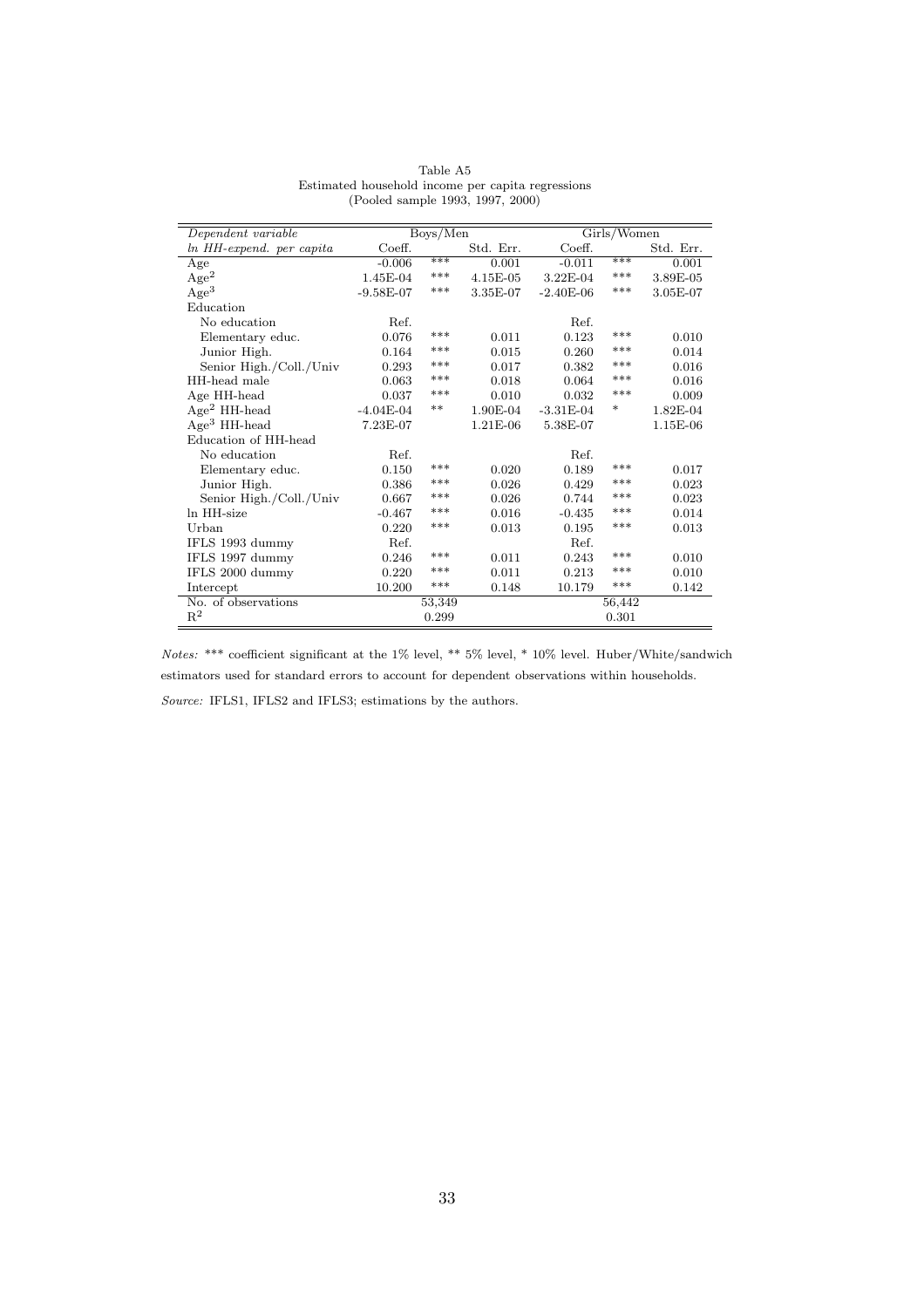Table A5
Estimated household income per capita regressions
(Pooled sample 1993, 1997, 2000)

| *Dependent variable* | Boys/Men | | | Girls/Women | | |
|---|---|---|---|---|---|---|
| *ln HH-expend. per capita* | Coeff. | | Std. Err. | Coeff. | | Std. Err. |
| Age | -0.006 | *** | 0.001 | -0.011 | *** | 0.001 |
| $\text{Age}^2$ | 1.45E-04 | *** | 4.15E-05 | 3.22E-04 | *** | 3.89E-05 |
| $\text{Age}^3$ | -9.58E-07 | *** | 3.35E-07 | -2.40E-06 | *** | 3.05E-07 |
| Education | | | | | | |
| No education | Ref. | | | Ref. | | |
| Elementary educ. | 0.076 | *** | 0.011 | 0.123 | *** | 0.010 |
| Junior High. | 0.164 | *** | 0.015 | 0.260 | *** | 0.014 |
| Senior High./Coll./Univ | 0.293 | *** | 0.017 | 0.382 | *** | 0.016 |
| HH-head male | 0.063 | *** | 0.018 | 0.064 | *** | 0.016 |
| Age HH-head | 0.037 | *** | 0.010 | 0.032 | *** | 0.009 |
| $\text{Age}^2$ HH-head | -4.04E-04 | ** | 1.90E-04 | -3.31E-04 | * | 1.82E-04 |
| $\text{Age}^3$ HH-head | 7.23E-07 | | 1.21E-06 | 5.38E-07 | | 1.15E-06 |
| Education of HH-head | | | | | | |
| No education | Ref. | | | Ref. | | |
| Elementary educ. | 0.150 | *** | 0.020 | 0.189 | *** | 0.017 |
| Junior High. | 0.386 | *** | 0.026 | 0.429 | *** | 0.023 |
| Senior High./Coll./Univ | 0.667 | *** | 0.026 | 0.744 | *** | 0.023 |
| ln HH-size | -0.467 | *** | 0.016 | -0.435 | *** | 0.014 |
| Urban | 0.220 | *** | 0.013 | 0.195 | *** | 0.013 |
| IFLS 1993 dummy | Ref. | | | Ref. | | |
| IFLS 1997 dummy | 0.246 | *** | 0.011 | 0.243 | *** | 0.010 |
| IFLS 2000 dummy | 0.220 | *** | 0.011 | 0.213 | *** | 0.010 |
| Intercept | 10.200 | *** | 0.148 | 10.179 | *** | 0.142 |
| No. of observations | | 53,349 | | | 56,442 | |
| $R^2$ | | 0.299 | | | 0.301 | |

*Notes:* *** coefficient significant at the 1% level, ** 5% level, * 10% level. Huber/White/sandwich estimators used for standard errors to account for dependent observations within households.

*Source:* IFLS1, IFLS2 and IFLS3; estimations by the authors.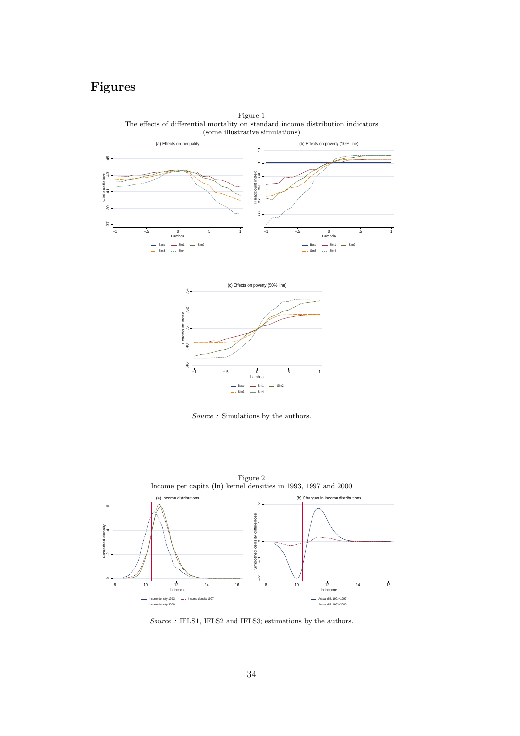# Figures

Figure 1
The effects of differential mortality on standard income distribution indicators
(some illustrative simulations)

*Source :* Simulations by the authors.

Figure 2
Income per capita (ln) kernel densities in 1993, 1997 and 2000

*Source :* IFLS1, IFLS2 and IFLS3; estimations by the authors.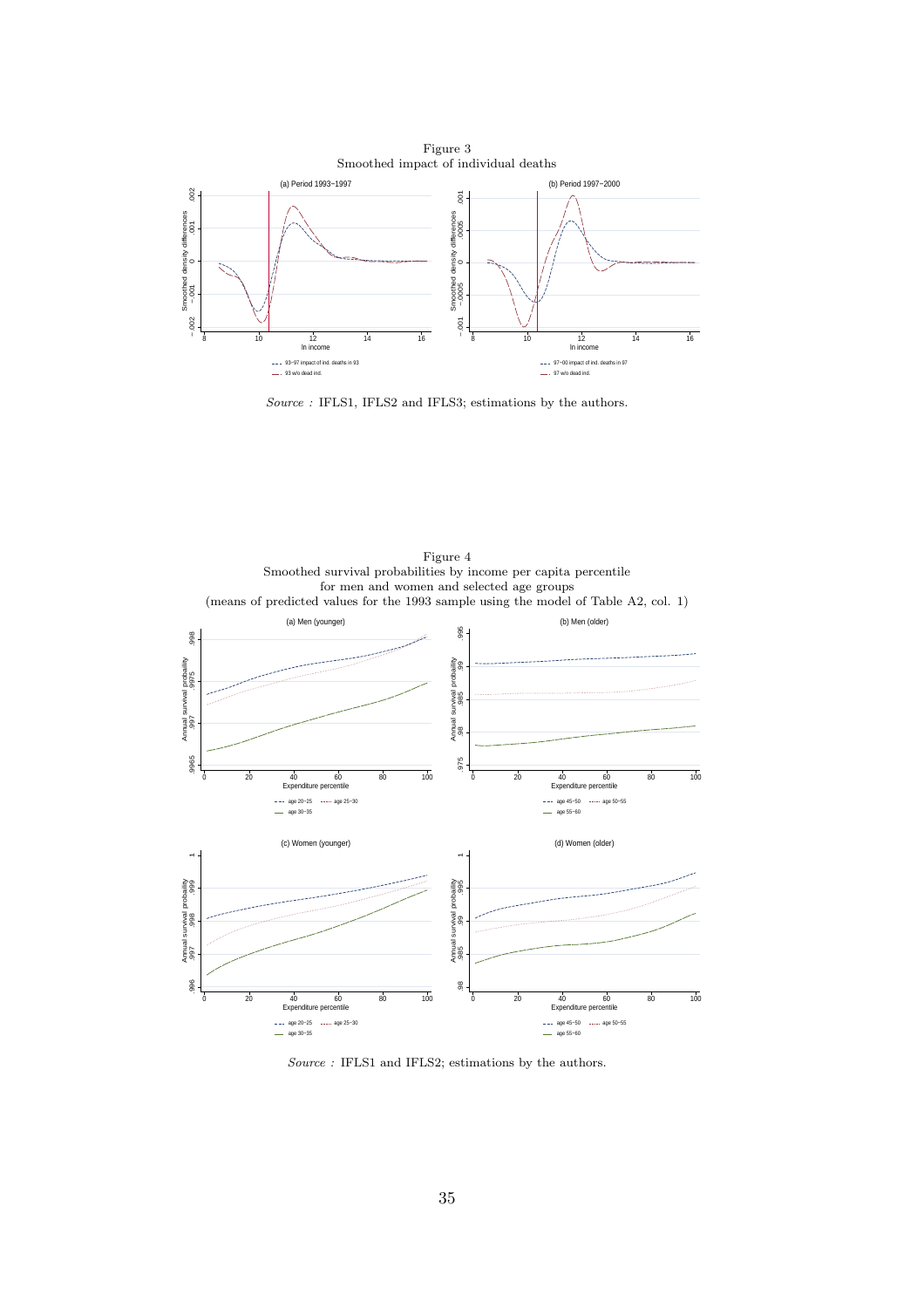Figure 3
Smoothed impact of individual deaths

*Source :* IFLS1, IFLS2 and IFLS3; estimations by the authors.

Figure 4
Smoothed survival probabilities by income per capita percentile
for men and women and selected age groups
(means of predicted values for the 1993 sample using the model of Table A2, col. 1)

*Source :* IFLS1 and IFLS2; estimations by the authors.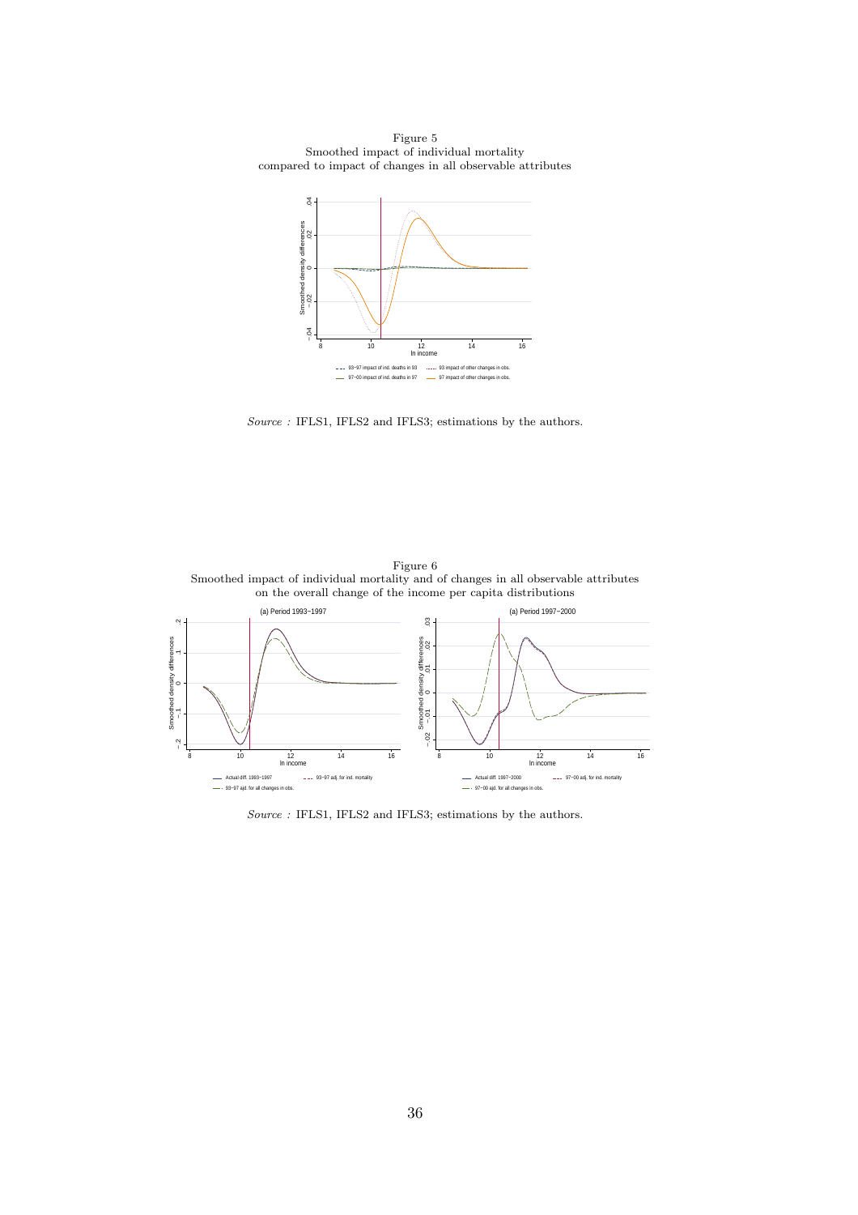Figure 5
Smoothed impact of individual mortality compared to impact of changes in all observable attributes

*Source :* IFLS1, IFLS2 and IFLS3; estimations by the authors.

Figure 6
Smoothed impact of individual mortality and of changes in all observable attributes on the overall change of the income per capita distributions

*Source :* IFLS1, IFLS2 and IFLS3; estimations by the authors.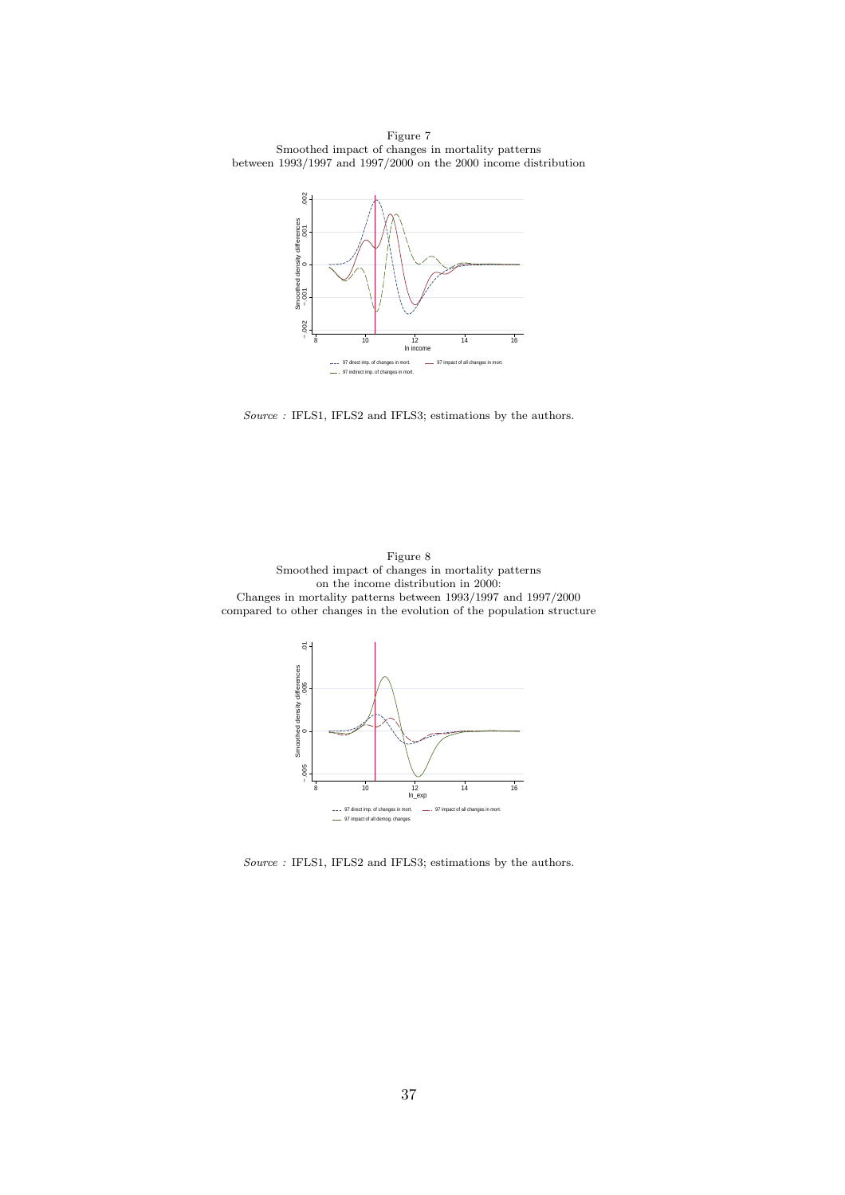Figure 7
Smoothed impact of changes in mortality patterns
between 1993/1997 and 1997/2000 on the 2000 income distribution

*Source :* IFLS1, IFLS2 and IFLS3; estimations by the authors.

Figure 8
Smoothed impact of changes in mortality patterns
on the income distribution in 2000:
Changes in mortality patterns between 1993/1997 and 1997/2000
compared to other changes in the evolution of the population structure

*Source :* IFLS1, IFLS2 and IFLS3; estimations by the authors.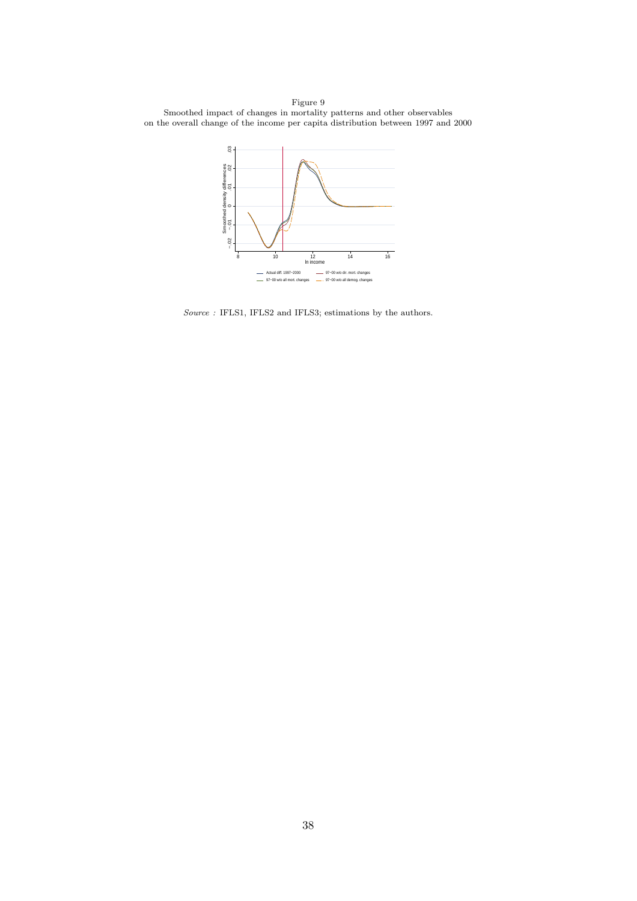Figure 9
Smoothed impact of changes in mortality patterns and other observables on the overall change of the income per capita distribution between 1997 and 2000

Smoothed density differences

−.02
−.01
0
.01
.02
.03

8
10
12
14
16

ln income

Actual diff. 1997−2000
97−00 w/o dir. mort. changes
97−00 w/o all mort. changes
97−00 w/o all demog. changes

*Source :* IFLS1, IFLS2 and IFLS3; estimations by the authors.